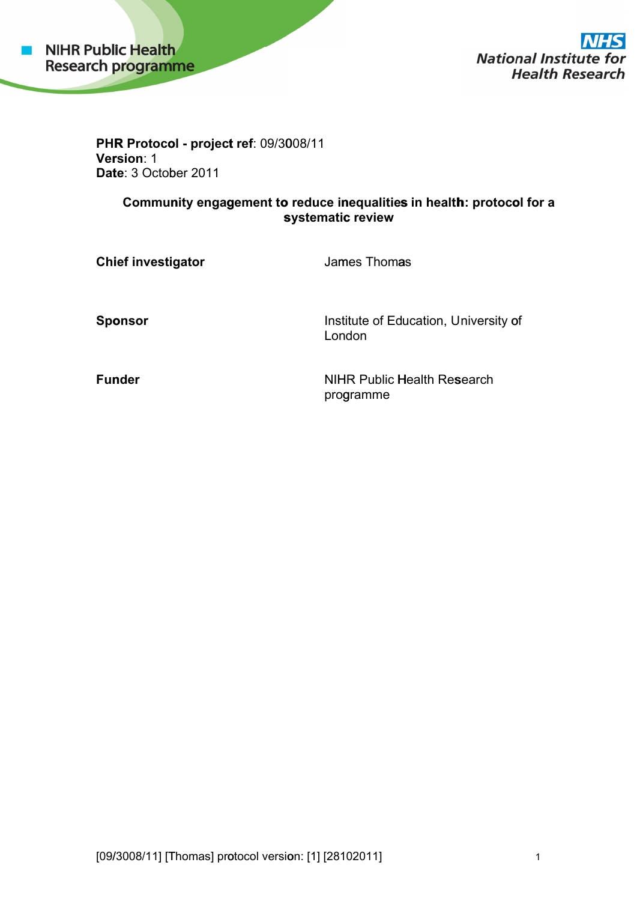NIHR Public Health Research programme

National Institute for Health Research

**PHR Protocol - project ref**: 09/3008/11
**Version**: 1
**Date**: 3 October 2011

**Community engagement to reduce inequalities in health: protocol for a systematic review**

| | |
|---|---|
| **Chief investigator** | James Thomas |
| **Sponsor** | Institute of Education, University of London |
| **Funder** | NIHR Public Health Research programme |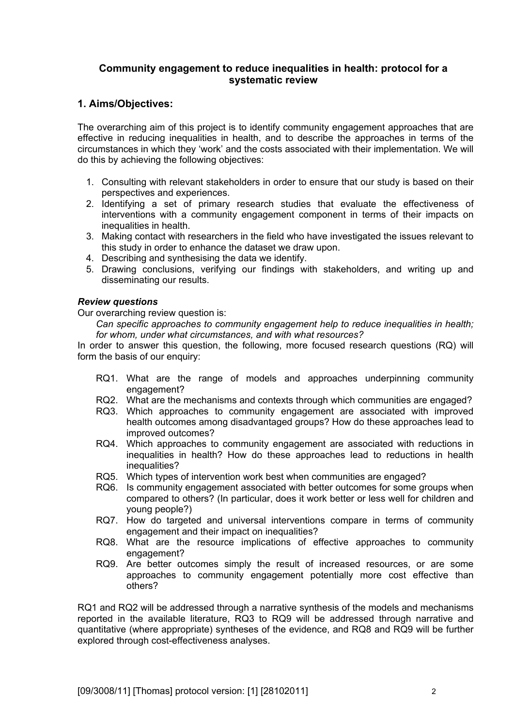# Community engagement to reduce inequalities in health: protocol for a systematic review

## 1. Aims/Objectives:

The overarching aim of this project is to identify community engagement approaches that are effective in reducing inequalities in health, and to describe the approaches in terms of the circumstances in which they 'work' and the costs associated with their implementation. We will do this by achieving the following objectives:

1. Consulting with relevant stakeholders in order to ensure that our study is based on their perspectives and experiences.
2. Identifying a set of primary research studies that evaluate the effectiveness of interventions with a community engagement component in terms of their impacts on inequalities in health.
3. Making contact with researchers in the field who have investigated the issues relevant to this study in order to enhance the dataset we draw upon.
4. Describing and synthesising the data we identify.
5. Drawing conclusions, verifying our findings with stakeholders, and writing up and disseminating our results.

***Review questions***

Our overarching review question is:

*Can specific approaches to community engagement help to reduce inequalities in health; for whom, under what circumstances, and with what resources?*

In order to answer this question, the following, more focused research questions (RQ) will form the basis of our enquiry:

- RQ1. What are the range of models and approaches underpinning community engagement?
- RQ2. What are the mechanisms and contexts through which communities are engaged?
- RQ3. Which approaches to community engagement are associated with improved health outcomes among disadvantaged groups? How do these approaches lead to improved outcomes?
- RQ4. Which approaches to community engagement are associated with reductions in inequalities in health? How do these approaches lead to reductions in health inequalities?
- RQ5. Which types of intervention work best when communities are engaged?
- RQ6. Is community engagement associated with better outcomes for some groups when compared to others? (In particular, does it work better or less well for children and young people?)
- RQ7. How do targeted and universal interventions compare in terms of community engagement and their impact on inequalities?
- RQ8. What are the resource implications of effective approaches to community engagement?
- RQ9. Are better outcomes simply the result of increased resources, or are some approaches to community engagement potentially more cost effective than others?

RQ1 and RQ2 will be addressed through a narrative synthesis of the models and mechanisms reported in the available literature, RQ3 to RQ9 will be addressed through narrative and quantitative (where appropriate) syntheses of the evidence, and RQ8 and RQ9 will be further explored through cost-effectiveness analyses.

[09/3008/11] [Thomas] protocol version: [1] [28102011]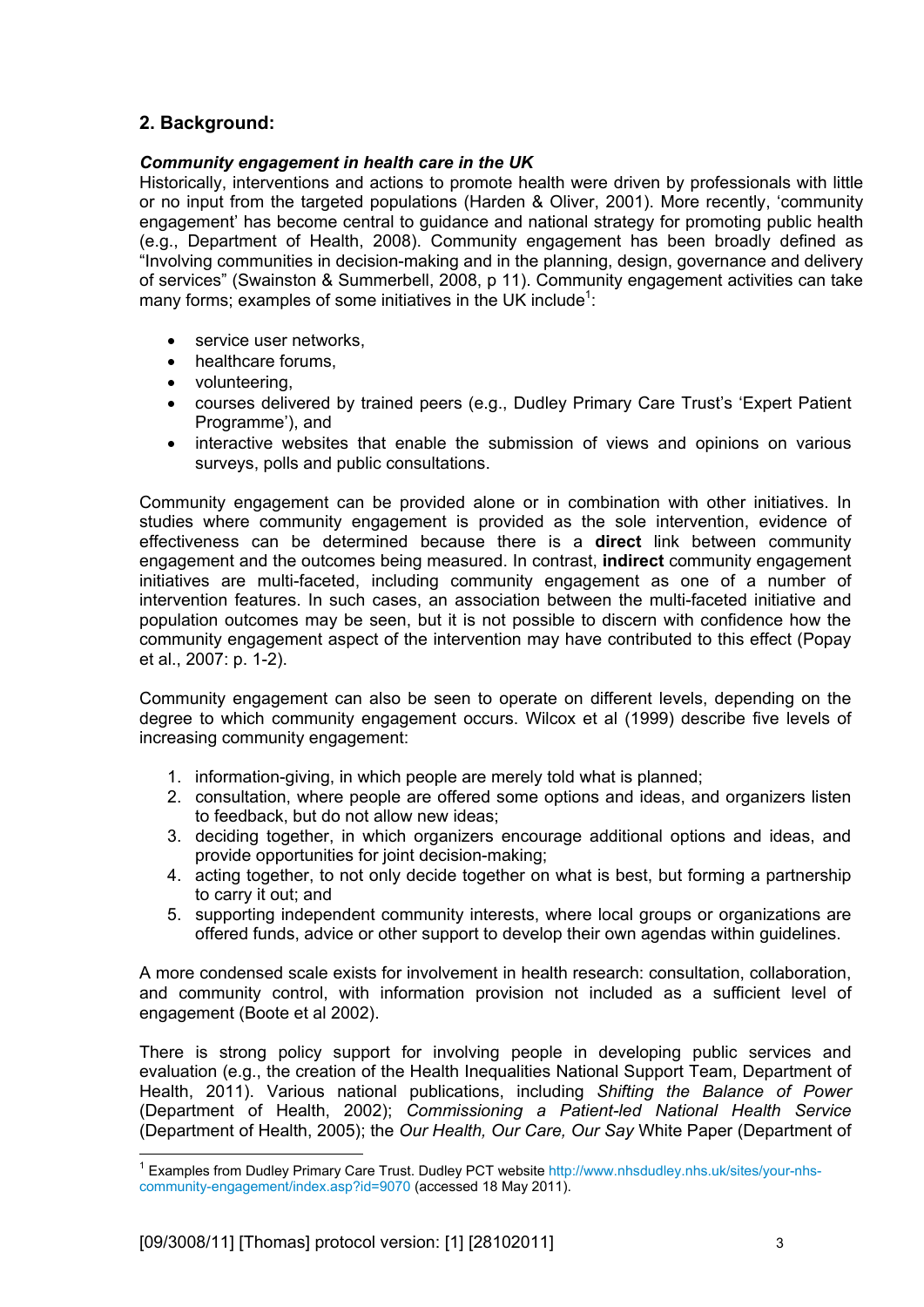## 2. Background:

***Community engagement in health care in the UK***

Historically, interventions and actions to promote health were driven by professionals with little or no input from the targeted populations (Harden & Oliver, 2001). More recently, 'community engagement' has become central to guidance and national strategy for promoting public health (e.g., Department of Health, 2008). Community engagement has been broadly defined as "Involving communities in decision-making and in the planning, design, governance and delivery of services" (Swainston & Summerbell, 2008, p 11). Community engagement activities can take many forms; examples of some initiatives in the UK include[1]:

- service user networks,
- healthcare forums,
- volunteering,
- courses delivered by trained peers (e.g., Dudley Primary Care Trust's 'Expert Patient Programme'), and
- interactive websites that enable the submission of views and opinions on various surveys, polls and public consultations.

Community engagement can be provided alone or in combination with other initiatives. In studies where community engagement is provided as the sole intervention, evidence of effectiveness can be determined because there is a **direct** link between community engagement and the outcomes being measured. In contrast, **indirect** community engagement initiatives are multi-faceted, including community engagement as one of a number of intervention features. In such cases, an association between the multi-faceted initiative and population outcomes may be seen, but it is not possible to discern with confidence how the community engagement aspect of the intervention may have contributed to this effect (Popay et al., 2007: p. 1-2).

Community engagement can also be seen to operate on different levels, depending on the degree to which community engagement occurs. Wilcox et al (1999) describe five levels of increasing community engagement:

1. information-giving, in which people are merely told what is planned;
2. consultation, where people are offered some options and ideas, and organizers listen to feedback, but do not allow new ideas;
3. deciding together, in which organizers encourage additional options and ideas, and provide opportunities for joint decision-making;
4. acting together, to not only decide together on what is best, but forming a partnership to carry it out; and
5. supporting independent community interests, where local groups or organizations are offered funds, advice or other support to develop their own agendas within guidelines.

A more condensed scale exists for involvement in health research: consultation, collaboration, and community control, with information provision not included as a sufficient level of engagement (Boote et al 2002).

There is strong policy support for involving people in developing public services and evaluation (e.g., the creation of the Health Inequalities National Support Team, Department of Health, 2011). Various national publications, including *Shifting the Balance of Power* (Department of Health, 2002); *Commissioning a Patient-led National Health Service* (Department of Health, 2005); the *Our Health, Our Care, Our Say* White Paper (Department of

[1] Examples from Dudley Primary Care Trust. Dudley PCT website http://www.nhsdudley.nhs.uk/sites/your-nhs-community-engagement/index.asp?id=9070 (accessed 18 May 2011).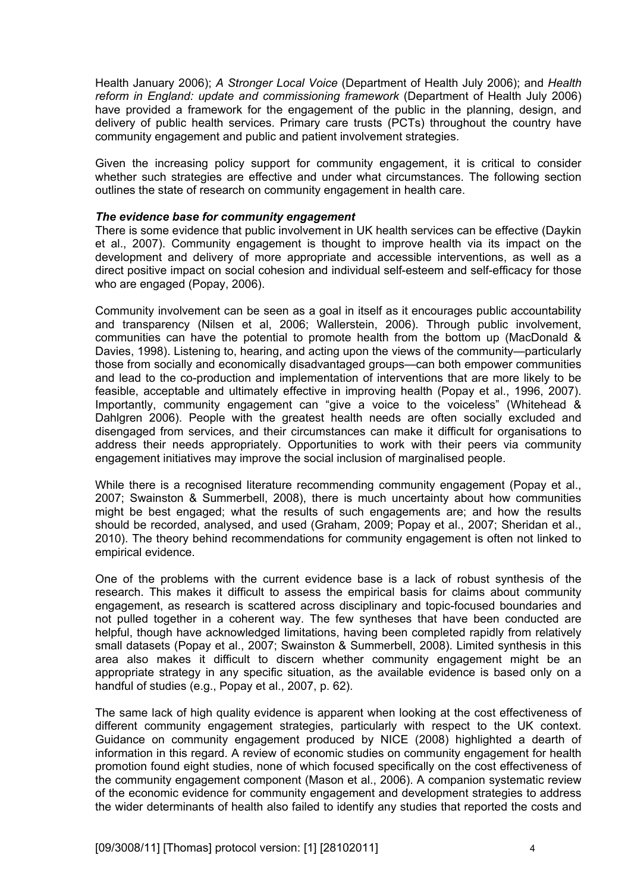Health January 2006); *A Stronger Local Voice* (Department of Health July 2006); and *Health reform in England: update and commissioning framework* (Department of Health July 2006) have provided a framework for the engagement of the public in the planning, design, and delivery of public health services. Primary care trusts (PCTs) throughout the country have community engagement and public and patient involvement strategies.

Given the increasing policy support for community engagement, it is critical to consider whether such strategies are effective and under what circumstances. The following section outlines the state of research on community engagement in health care.

***The evidence base for community engagement***

There is some evidence that public involvement in UK health services can be effective (Daykin et al., 2007). Community engagement is thought to improve health via its impact on the development and delivery of more appropriate and accessible interventions, as well as a direct positive impact on social cohesion and individual self-esteem and self-efficacy for those who are engaged (Popay, 2006).

Community involvement can be seen as a goal in itself as it encourages public accountability and transparency (Nilsen et al, 2006; Wallerstein, 2006). Through public involvement, communities can have the potential to promote health from the bottom up (MacDonald & Davies, 1998). Listening to, hearing, and acting upon the views of the community—particularly those from socially and economically disadvantaged groups—can both empower communities and lead to the co-production and implementation of interventions that are more likely to be feasible, acceptable and ultimately effective in improving health (Popay et al., 1996, 2007). Importantly, community engagement can "give a voice to the voiceless" (Whitehead & Dahlgren 2006). People with the greatest health needs are often socially excluded and disengaged from services, and their circumstances can make it difficult for organisations to address their needs appropriately. Opportunities to work with their peers via community engagement initiatives may improve the social inclusion of marginalised people.

While there is a recognised literature recommending community engagement (Popay et al., 2007; Swainston & Summerbell, 2008), there is much uncertainty about how communities might be best engaged; what the results of such engagements are; and how the results should be recorded, analysed, and used (Graham, 2009; Popay et al., 2007; Sheridan et al., 2010). The theory behind recommendations for community engagement is often not linked to empirical evidence.

One of the problems with the current evidence base is a lack of robust synthesis of the research. This makes it difficult to assess the empirical basis for claims about community engagement, as research is scattered across disciplinary and topic-focused boundaries and not pulled together in a coherent way. The few syntheses that have been conducted are helpful, though have acknowledged limitations, having been completed rapidly from relatively small datasets (Popay et al., 2007; Swainston & Summerbell, 2008). Limited synthesis in this area also makes it difficult to discern whether community engagement might be an appropriate strategy in any specific situation, as the available evidence is based only on a handful of studies (e.g., Popay et al., 2007, p. 62).

The same lack of high quality evidence is apparent when looking at the cost effectiveness of different community engagement strategies, particularly with respect to the UK context. Guidance on community engagement produced by NICE (2008) highlighted a dearth of information in this regard. A review of economic studies on community engagement for health promotion found eight studies, none of which focused specifically on the cost effectiveness of the community engagement component (Mason et al., 2006). A companion systematic review of the economic evidence for community engagement and development strategies to address the wider determinants of health also failed to identify any studies that reported the costs and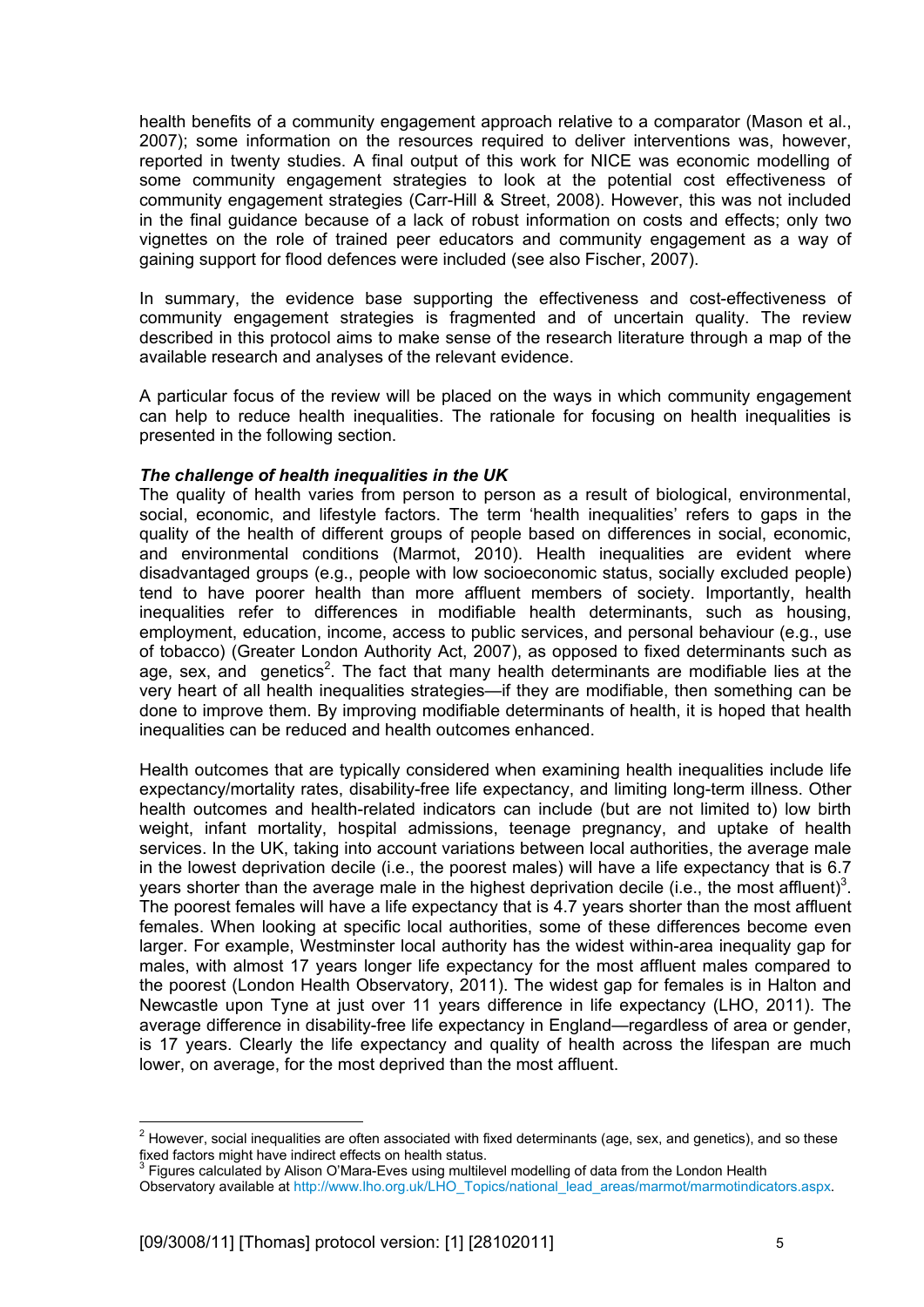health benefits of a community engagement approach relative to a comparator (Mason et al., 2007); some information on the resources required to deliver interventions was, however, reported in twenty studies. A final output of this work for NICE was economic modelling of some community engagement strategies to look at the potential cost effectiveness of community engagement strategies (Carr-Hill & Street, 2008). However, this was not included in the final guidance because of a lack of robust information on costs and effects; only two vignettes on the role of trained peer educators and community engagement as a way of gaining support for flood defences were included (see also Fischer, 2007).

In summary, the evidence base supporting the effectiveness and cost-effectiveness of community engagement strategies is fragmented and of uncertain quality. The review described in this protocol aims to make sense of the research literature through a map of the available research and analyses of the relevant evidence.

A particular focus of the review will be placed on the ways in which community engagement can help to reduce health inequalities. The rationale for focusing on health inequalities is presented in the following section.

### *The challenge of health inequalities in the UK*

The quality of health varies from person to person as a result of biological, environmental, social, economic, and lifestyle factors. The term 'health inequalities' refers to gaps in the quality of the health of different groups of people based on differences in social, economic, and environmental conditions (Marmot, 2010). Health inequalities are evident where disadvantaged groups (e.g., people with low socioeconomic status, socially excluded people) tend to have poorer health than more affluent members of society. Importantly, health inequalities refer to differences in modifiable health determinants, such as housing, employment, education, income, access to public services, and personal behaviour (e.g., use of tobacco) (Greater London Authority Act, 2007), as opposed to fixed determinants such as age, sex, and genetics[2]. The fact that many health determinants are modifiable lies at the very heart of all health inequalities strategies—if they are modifiable, then something can be done to improve them. By improving modifiable determinants of health, it is hoped that health inequalities can be reduced and health outcomes enhanced.

Health outcomes that are typically considered when examining health inequalities include life expectancy/mortality rates, disability-free life expectancy, and limiting long-term illness. Other health outcomes and health-related indicators can include (but are not limited to) low birth weight, infant mortality, hospital admissions, teenage pregnancy, and uptake of health services. In the UK, taking into account variations between local authorities, the average male in the lowest deprivation decile (i.e., the poorest males) will have a life expectancy that is 6.7 years shorter than the average male in the highest deprivation decile (i.e., the most affluent)[3]. The poorest females will have a life expectancy that is 4.7 years shorter than the most affluent females. When looking at specific local authorities, some of these differences become even larger. For example, Westminster local authority has the widest within-area inequality gap for males, with almost 17 years longer life expectancy for the most affluent males compared to the poorest (London Health Observatory, 2011). The widest gap for females is in Halton and Newcastle upon Tyne at just over 11 years difference in life expectancy (LHO, 2011). The average difference in disability-free life expectancy in England—regardless of area or gender, is 17 years. Clearly the life expectancy and quality of health across the lifespan are much lower, on average, for the most deprived than the most affluent.

---

[2] However, social inequalities are often associated with fixed determinants (age, sex, and genetics), and so these fixed factors might have indirect effects on health status.

[3] Figures calculated by Alison O'Mara-Eves using multilevel modelling of data from the London Health Observatory available at http://www.lho.org.uk/LHO_Topics/national_lead_areas/marmot/marmotindicators.aspx.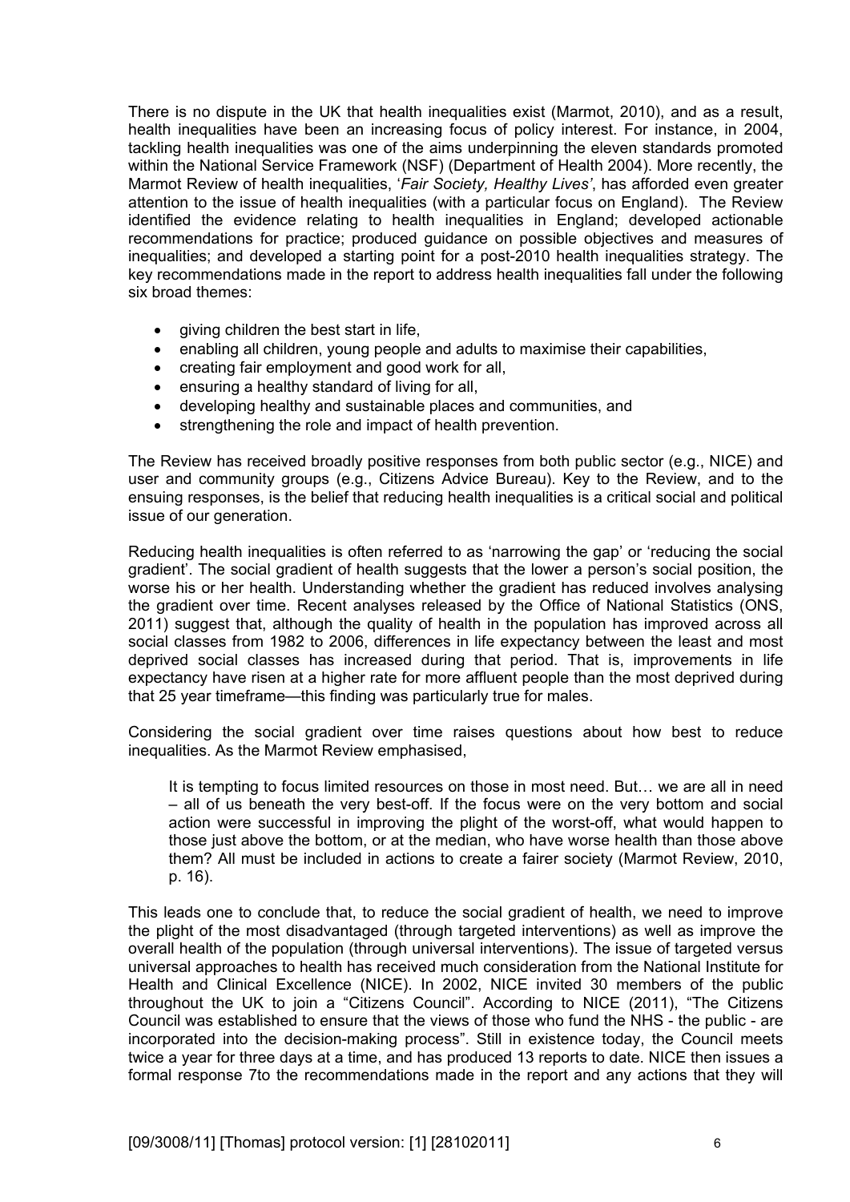There is no dispute in the UK that health inequalities exist (Marmot, 2010), and as a result, health inequalities have been an increasing focus of policy interest. For instance, in 2004, tackling health inequalities was one of the aims underpinning the eleven standards promoted within the National Service Framework (NSF) (Department of Health 2004). More recently, the Marmot Review of health inequalities, '*Fair Society, Healthy Lives'*, has afforded even greater attention to the issue of health inequalities (with a particular focus on England). The Review identified the evidence relating to health inequalities in England; developed actionable recommendations for practice; produced guidance on possible objectives and measures of inequalities; and developed a starting point for a post-2010 health inequalities strategy. The key recommendations made in the report to address health inequalities fall under the following six broad themes:

- giving children the best start in life,
- enabling all children, young people and adults to maximise their capabilities,
- creating fair employment and good work for all,
- ensuring a healthy standard of living for all,
- developing healthy and sustainable places and communities, and
- strengthening the role and impact of health prevention.

The Review has received broadly positive responses from both public sector (e.g., NICE) and user and community groups (e.g., Citizens Advice Bureau). Key to the Review, and to the ensuing responses, is the belief that reducing health inequalities is a critical social and political issue of our generation.

Reducing health inequalities is often referred to as 'narrowing the gap' or 'reducing the social gradient'. The social gradient of health suggests that the lower a person's social position, the worse his or her health. Understanding whether the gradient has reduced involves analysing the gradient over time. Recent analyses released by the Office of National Statistics (ONS, 2011) suggest that, although the quality of health in the population has improved across all social classes from 1982 to 2006, differences in life expectancy between the least and most deprived social classes has increased during that period. That is, improvements in life expectancy have risen at a higher rate for more affluent people than the most deprived during that 25 year timeframe—this finding was particularly true for males.

Considering the social gradient over time raises questions about how best to reduce inequalities. As the Marmot Review emphasised,

> It is tempting to focus limited resources on those in most need. But… we are all in need – all of us beneath the very best-off. If the focus were on the very bottom and social action were successful in improving the plight of the worst-off, what would happen to those just above the bottom, or at the median, who have worse health than those above them? All must be included in actions to create a fairer society (Marmot Review, 2010, p. 16).

This leads one to conclude that, to reduce the social gradient of health, we need to improve the plight of the most disadvantaged (through targeted interventions) as well as improve the overall health of the population (through universal interventions). The issue of targeted versus universal approaches to health has received much consideration from the National Institute for Health and Clinical Excellence (NICE). In 2002, NICE invited 30 members of the public throughout the UK to join a "Citizens Council". According to NICE (2011), "The Citizens Council was established to ensure that the views of those who fund the NHS - the public - are incorporated into the decision-making process". Still in existence today, the Council meets twice a year for three days at a time, and has produced 13 reports to date. NICE then issues a formal response 7to the recommendations made in the report and any actions that they will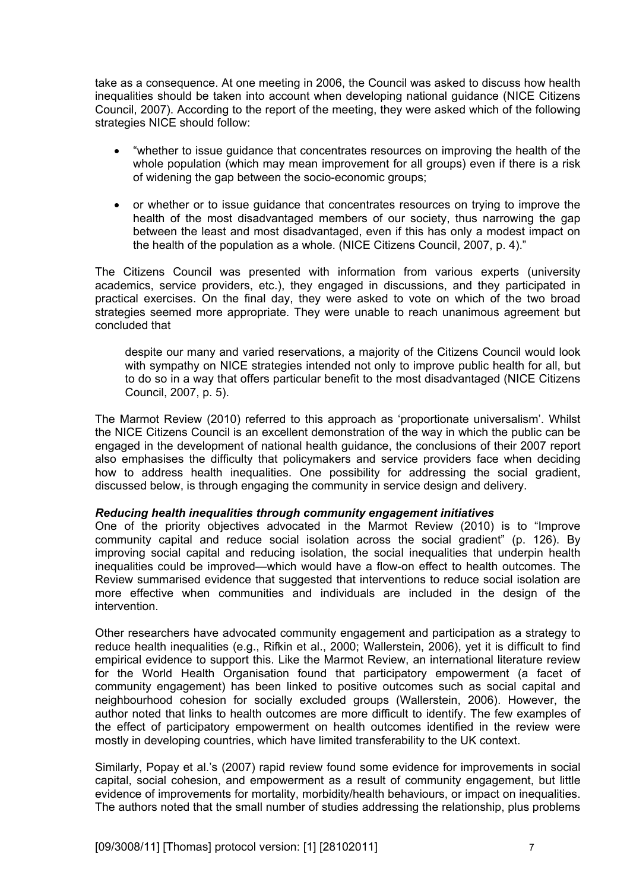take as a consequence. At one meeting in 2006, the Council was asked to discuss how health inequalities should be taken into account when developing national guidance (NICE Citizens Council, 2007). According to the report of the meeting, they were asked which of the following strategies NICE should follow:

- "whether to issue guidance that concentrates resources on improving the health of the whole population (which may mean improvement for all groups) even if there is a risk of widening the gap between the socio-economic groups;

- or whether or to issue guidance that concentrates resources on trying to improve the health of the most disadvantaged members of our society, thus narrowing the gap between the least and most disadvantaged, even if this has only a modest impact on the health of the population as a whole. (NICE Citizens Council, 2007, p. 4)."

The Citizens Council was presented with information from various experts (university academics, service providers, etc.), they engaged in discussions, and they participated in practical exercises. On the final day, they were asked to vote on which of the two broad strategies seemed more appropriate. They were unable to reach unanimous agreement but concluded that

> despite our many and varied reservations, a majority of the Citizens Council would look with sympathy on NICE strategies intended not only to improve public health for all, but to do so in a way that offers particular benefit to the most disadvantaged (NICE Citizens Council, 2007, p. 5).

The Marmot Review (2010) referred to this approach as 'proportionate universalism'. Whilst the NICE Citizens Council is an excellent demonstration of the way in which the public can be engaged in the development of national health guidance, the conclusions of their 2007 report also emphasises the difficulty that policymakers and service providers face when deciding how to address health inequalities. One possibility for addressing the social gradient, discussed below, is through engaging the community in service design and delivery.

***Reducing health inequalities through community engagement initiatives***

One of the priority objectives advocated in the Marmot Review (2010) is to "Improve community capital and reduce social isolation across the social gradient" (p. 126). By improving social capital and reducing isolation, the social inequalities that underpin health inequalities could be improved—which would have a flow-on effect to health outcomes. The Review summarised evidence that suggested that interventions to reduce social isolation are more effective when communities and individuals are included in the design of the intervention.

Other researchers have advocated community engagement and participation as a strategy to reduce health inequalities (e.g., Rifkin et al., 2000; Wallerstein, 2006), yet it is difficult to find empirical evidence to support this. Like the Marmot Review, an international literature review for the World Health Organisation found that participatory empowerment (a facet of community engagement) has been linked to positive outcomes such as social capital and neighbourhood cohesion for socially excluded groups (Wallerstein, 2006). However, the author noted that links to health outcomes are more difficult to identify. The few examples of the effect of participatory empowerment on health outcomes identified in the review were mostly in developing countries, which have limited transferability to the UK context.

Similarly, Popay et al.'s (2007) rapid review found some evidence for improvements in social capital, social cohesion, and empowerment as a result of community engagement, but little evidence of improvements for mortality, morbidity/health behaviours, or impact on inequalities. The authors noted that the small number of studies addressing the relationship, plus problems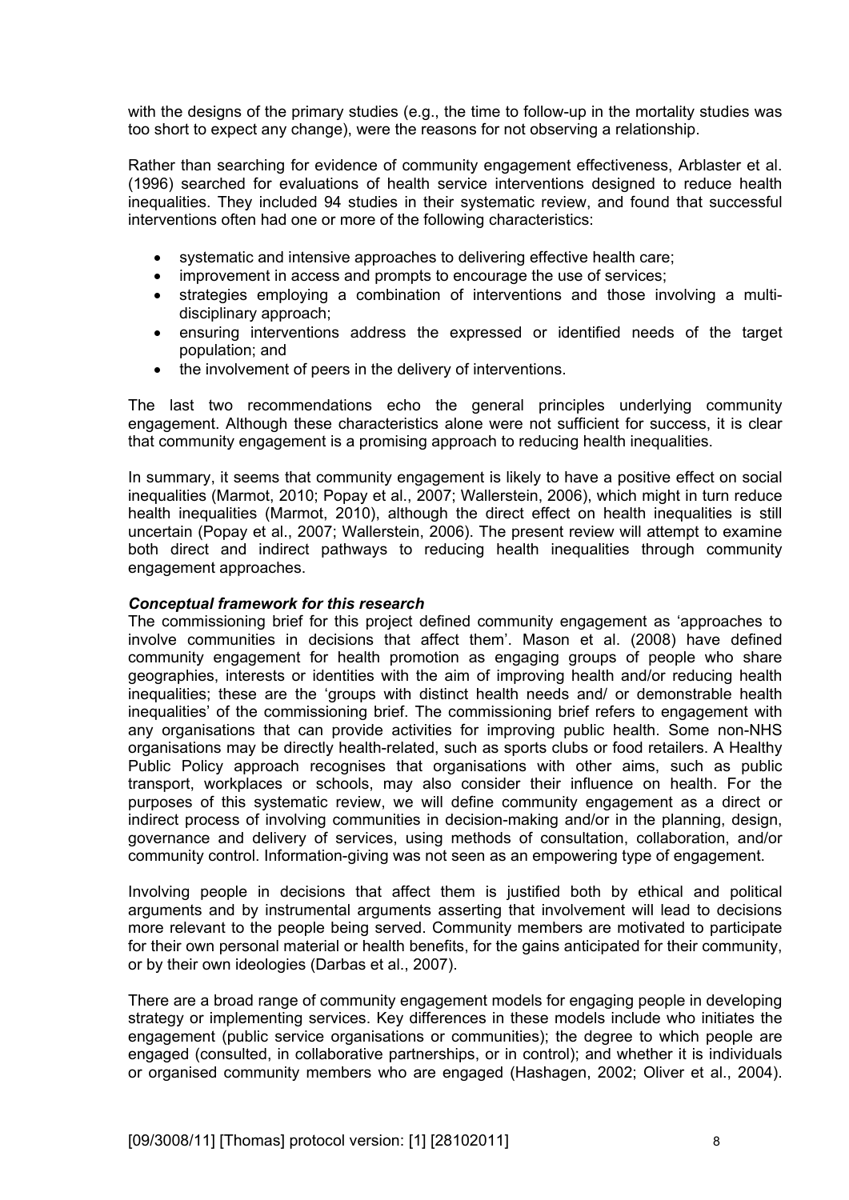with the designs of the primary studies (e.g., the time to follow-up in the mortality studies was too short to expect any change), were the reasons for not observing a relationship.

Rather than searching for evidence of community engagement effectiveness, Arblaster et al. (1996) searched for evaluations of health service interventions designed to reduce health inequalities. They included 94 studies in their systematic review, and found that successful interventions often had one or more of the following characteristics:

- systematic and intensive approaches to delivering effective health care;
- improvement in access and prompts to encourage the use of services;
- strategies employing a combination of interventions and those involving a multi-disciplinary approach;
- ensuring interventions address the expressed or identified needs of the target population; and
- the involvement of peers in the delivery of interventions.

The last two recommendations echo the general principles underlying community engagement. Although these characteristics alone were not sufficient for success, it is clear that community engagement is a promising approach to reducing health inequalities.

In summary, it seems that community engagement is likely to have a positive effect on social inequalities (Marmot, 2010; Popay et al., 2007; Wallerstein, 2006), which might in turn reduce health inequalities (Marmot, 2010), although the direct effect on health inequalities is still uncertain (Popay et al., 2007; Wallerstein, 2006). The present review will attempt to examine both direct and indirect pathways to reducing health inequalities through community engagement approaches.

***Conceptual framework for this research***

The commissioning brief for this project defined community engagement as 'approaches to involve communities in decisions that affect them'. Mason et al. (2008) have defined community engagement for health promotion as engaging groups of people who share geographies, interests or identities with the aim of improving health and/or reducing health inequalities; these are the 'groups with distinct health needs and/ or demonstrable health inequalities' of the commissioning brief. The commissioning brief refers to engagement with any organisations that can provide activities for improving public health. Some non-NHS organisations may be directly health-related, such as sports clubs or food retailers. A Healthy Public Policy approach recognises that organisations with other aims, such as public transport, workplaces or schools, may also consider their influence on health. For the purposes of this systematic review, we will define community engagement as a direct or indirect process of involving communities in decision-making and/or in the planning, design, governance and delivery of services, using methods of consultation, collaboration, and/or community control. Information-giving was not seen as an empowering type of engagement.

Involving people in decisions that affect them is justified both by ethical and political arguments and by instrumental arguments asserting that involvement will lead to decisions more relevant to the people being served. Community members are motivated to participate for their own personal material or health benefits, for the gains anticipated for their community, or by their own ideologies (Darbas et al., 2007).

There are a broad range of community engagement models for engaging people in developing strategy or implementing services. Key differences in these models include who initiates the engagement (public service organisations or communities); the degree to which people are engaged (consulted, in collaborative partnerships, or in control); and whether it is individuals or organised community members who are engaged (Hashagen, 2002; Oliver et al., 2004).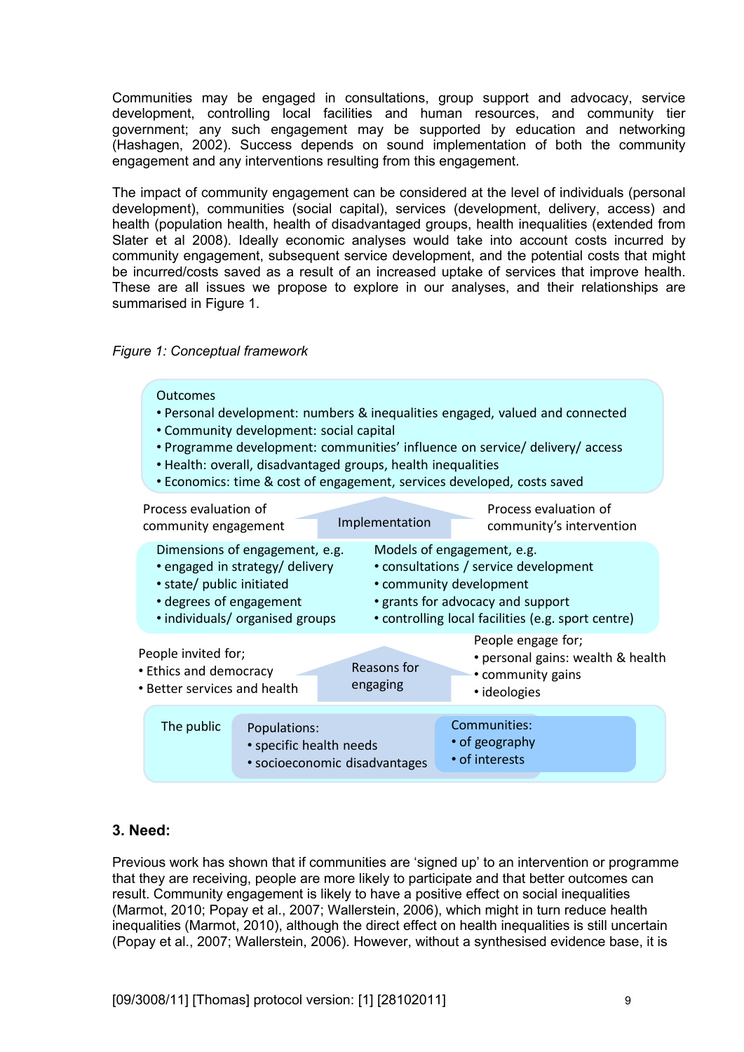Communities may be engaged in consultations, group support and advocacy, service development, controlling local facilities and human resources, and community tier government; any such engagement may be supported by education and networking (Hashagen, 2002). Success depends on sound implementation of both the community engagement and any interventions resulting from this engagement.

The impact of community engagement can be considered at the level of individuals (personal development), communities (social capital), services (development, delivery, access) and health (population health, health of disadvantaged groups, health inequalities (extended from Slater et al 2008). Ideally economic analyses would take into account costs incurred by community engagement, subsequent service development, and the potential costs that might be incurred/costs saved as a result of an increased uptake of services that improve health. These are all issues we propose to explore in our analyses, and their relationships are summarised in Figure 1.

*Figure 1: Conceptual framework*

Outcomes
- Personal development: numbers & inequalities engaged, valued and connected
- Community development: social capital
- Programme development: communities' influence on service/ delivery/ access
- Health: overall, disadvantaged groups, health inequalities
- Economics: time & cost of engagement, services developed, costs saved

Process evaluation of community engagement | Implementation | Process evaluation of community's intervention

Dimensions of engagement, e.g.
- engaged in strategy/ delivery
- state/ public initiated
- degrees of engagement
- individuals/ organised groups

Models of engagement, e.g.
- consultations / service development
- community development
- grants for advocacy and support
- controlling local facilities (e.g. sport centre)

People invited for;
- Ethics and democracy
- Better services and health

Reasons for engaging

People engage for;
- personal gains: wealth & health
- community gains
- ideologies

The public

Populations:
- specific health needs
- socioeconomic disadvantages

Communities:
- of geography
- of interests

### 3. Need:

Previous work has shown that if communities are 'signed up' to an intervention or programme that they are receiving, people are more likely to participate and that better outcomes can result. Community engagement is likely to have a positive effect on social inequalities (Marmot, 2010; Popay et al., 2007; Wallerstein, 2006), which might in turn reduce health inequalities (Marmot, 2010), although the direct effect on health inequalities is still uncertain (Popay et al., 2007; Wallerstein, 2006). However, without a synthesised evidence base, it is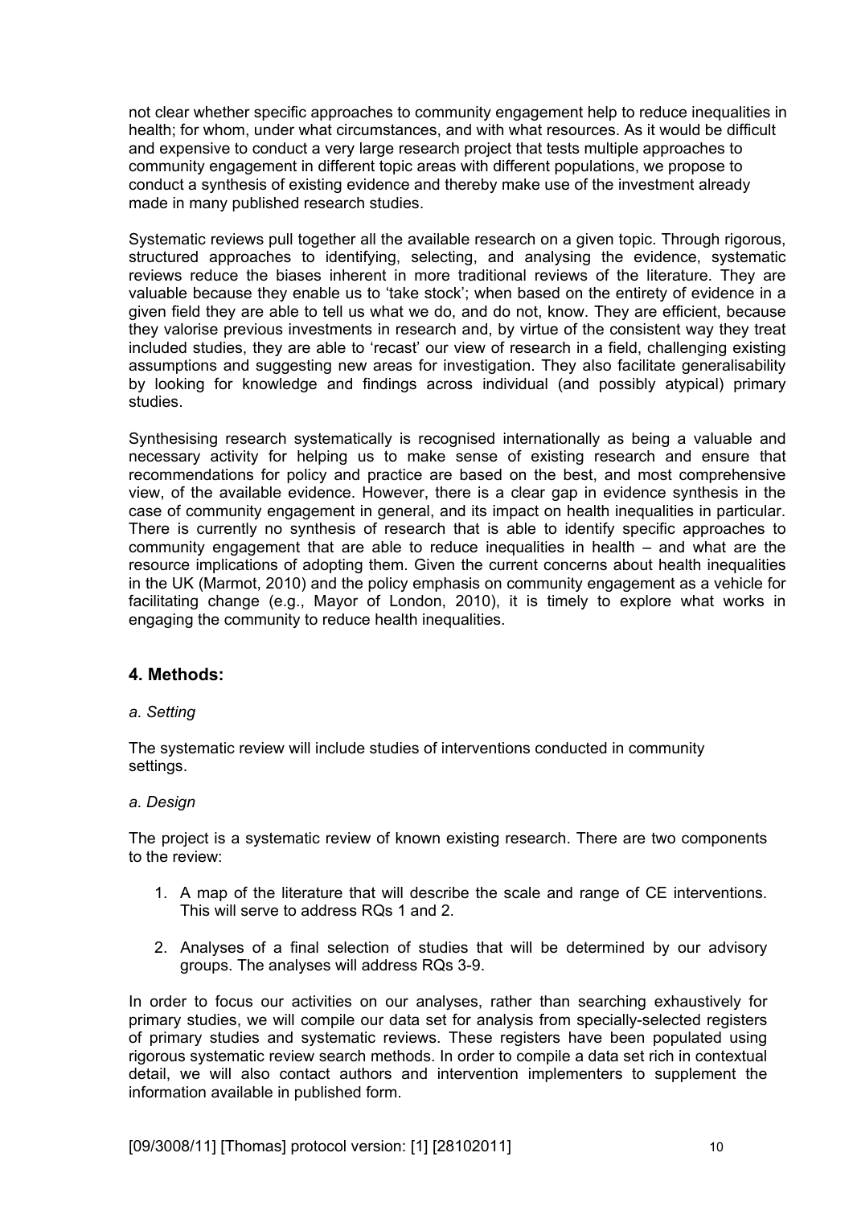not clear whether specific approaches to community engagement help to reduce inequalities in health; for whom, under what circumstances, and with what resources. As it would be difficult and expensive to conduct a very large research project that tests multiple approaches to community engagement in different topic areas with different populations, we propose to conduct a synthesis of existing evidence and thereby make use of the investment already made in many published research studies.

Systematic reviews pull together all the available research on a given topic. Through rigorous, structured approaches to identifying, selecting, and analysing the evidence, systematic reviews reduce the biases inherent in more traditional reviews of the literature. They are valuable because they enable us to 'take stock'; when based on the entirety of evidence in a given field they are able to tell us what we do, and do not, know. They are efficient, because they valorise previous investments in research and, by virtue of the consistent way they treat included studies, they are able to 'recast' our view of research in a field, challenging existing assumptions and suggesting new areas for investigation. They also facilitate generalisability by looking for knowledge and findings across individual (and possibly atypical) primary studies.

Synthesising research systematically is recognised internationally as being a valuable and necessary activity for helping us to make sense of existing research and ensure that recommendations for policy and practice are based on the best, and most comprehensive view, of the available evidence. However, there is a clear gap in evidence synthesis in the case of community engagement in general, and its impact on health inequalities in particular. There is currently no synthesis of research that is able to identify specific approaches to community engagement that are able to reduce inequalities in health – and what are the resource implications of adopting them. Given the current concerns about health inequalities in the UK (Marmot, 2010) and the policy emphasis on community engagement as a vehicle for facilitating change (e.g., Mayor of London, 2010), it is timely to explore what works in engaging the community to reduce health inequalities.

## 4. Methods:

*a. Setting*

The systematic review will include studies of interventions conducted in community settings.

*a. Design*

The project is a systematic review of known existing research. There are two components to the review:

1. A map of the literature that will describe the scale and range of CE interventions. This will serve to address RQs 1 and 2.

2. Analyses of a final selection of studies that will be determined by our advisory groups. The analyses will address RQs 3-9.

In order to focus our activities on our analyses, rather than searching exhaustively for primary studies, we will compile our data set for analysis from specially-selected registers of primary studies and systematic reviews. These registers have been populated using rigorous systematic review search methods. In order to compile a data set rich in contextual detail, we will also contact authors and intervention implementers to supplement the information available in published form.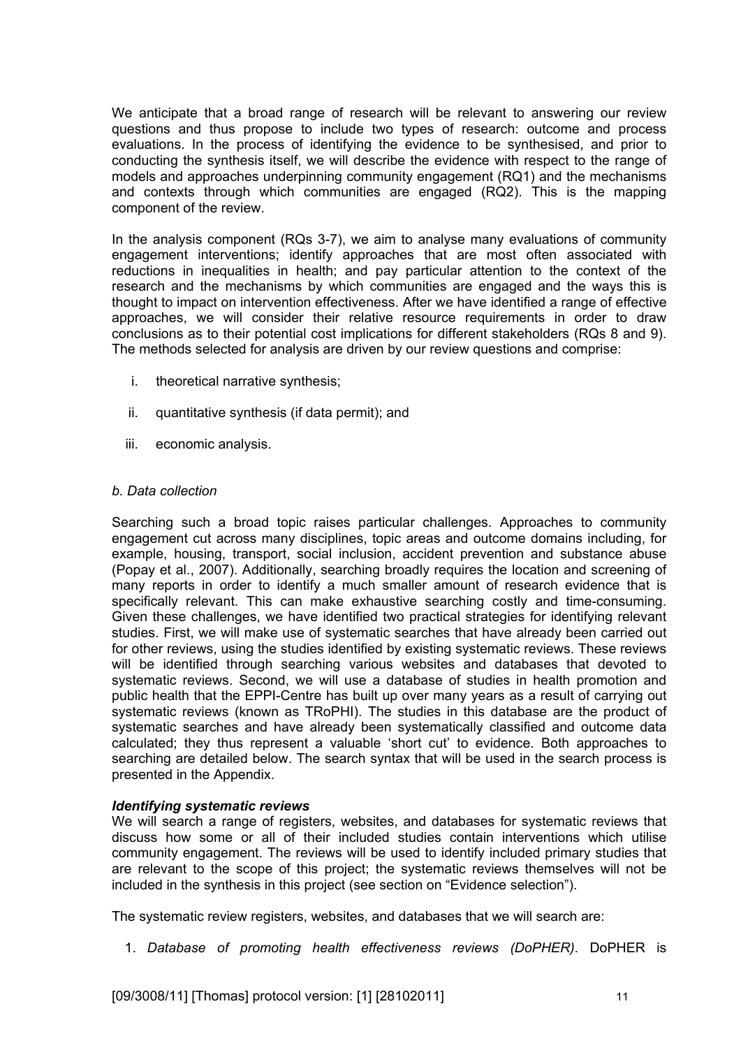We anticipate that a broad range of research will be relevant to answering our review questions and thus propose to include two types of research: outcome and process evaluations. In the process of identifying the evidence to be synthesised, and prior to conducting the synthesis itself, we will describe the evidence with respect to the range of models and approaches underpinning community engagement (RQ1) and the mechanisms and contexts through which communities are engaged (RQ2). This is the mapping component of the review.

In the analysis component (RQs 3-7), we aim to analyse many evaluations of community engagement interventions; identify approaches that are most often associated with reductions in inequalities in health; and pay particular attention to the context of the research and the mechanisms by which communities are engaged and the ways this is thought to impact on intervention effectiveness. After we have identified a range of effective approaches, we will consider their relative resource requirements in order to draw conclusions as to their potential cost implications for different stakeholders (RQs 8 and 9). The methods selected for analysis are driven by our review questions and comprise:

i. theoretical narrative synthesis;

ii. quantitative synthesis (if data permit); and

iii. economic analysis.

*b. Data collection*

Searching such a broad topic raises particular challenges. Approaches to community engagement cut across many disciplines, topic areas and outcome domains including, for example, housing, transport, social inclusion, accident prevention and substance abuse (Popay et al., 2007). Additionally, searching broadly requires the location and screening of many reports in order to identify a much smaller amount of research evidence that is specifically relevant. This can make exhaustive searching costly and time-consuming. Given these challenges, we have identified two practical strategies for identifying relevant studies. First, we will make use of systematic searches that have already been carried out for other reviews, using the studies identified by existing systematic reviews. These reviews will be identified through searching various websites and databases that devoted to systematic reviews. Second, we will use a database of studies in health promotion and public health that the EPPI-Centre has built up over many years as a result of carrying out systematic reviews (known as TRoPHI). The studies in this database are the product of systematic searches and have already been systematically classified and outcome data calculated; they thus represent a valuable 'short cut' to evidence. Both approaches to searching are detailed below. The search syntax that will be used in the search process is presented in the Appendix.

***Identifying systematic reviews***

We will search a range of registers, websites, and databases for systematic reviews that discuss how some or all of their included studies contain interventions which utilise community engagement. The reviews will be used to identify included primary studies that are relevant to the scope of this project; the systematic reviews themselves will not be included in the synthesis in this project (see section on "Evidence selection").

The systematic review registers, websites, and databases that we will search are:

1. *Database of promoting health effectiveness reviews (DoPHER)*. DoPHER is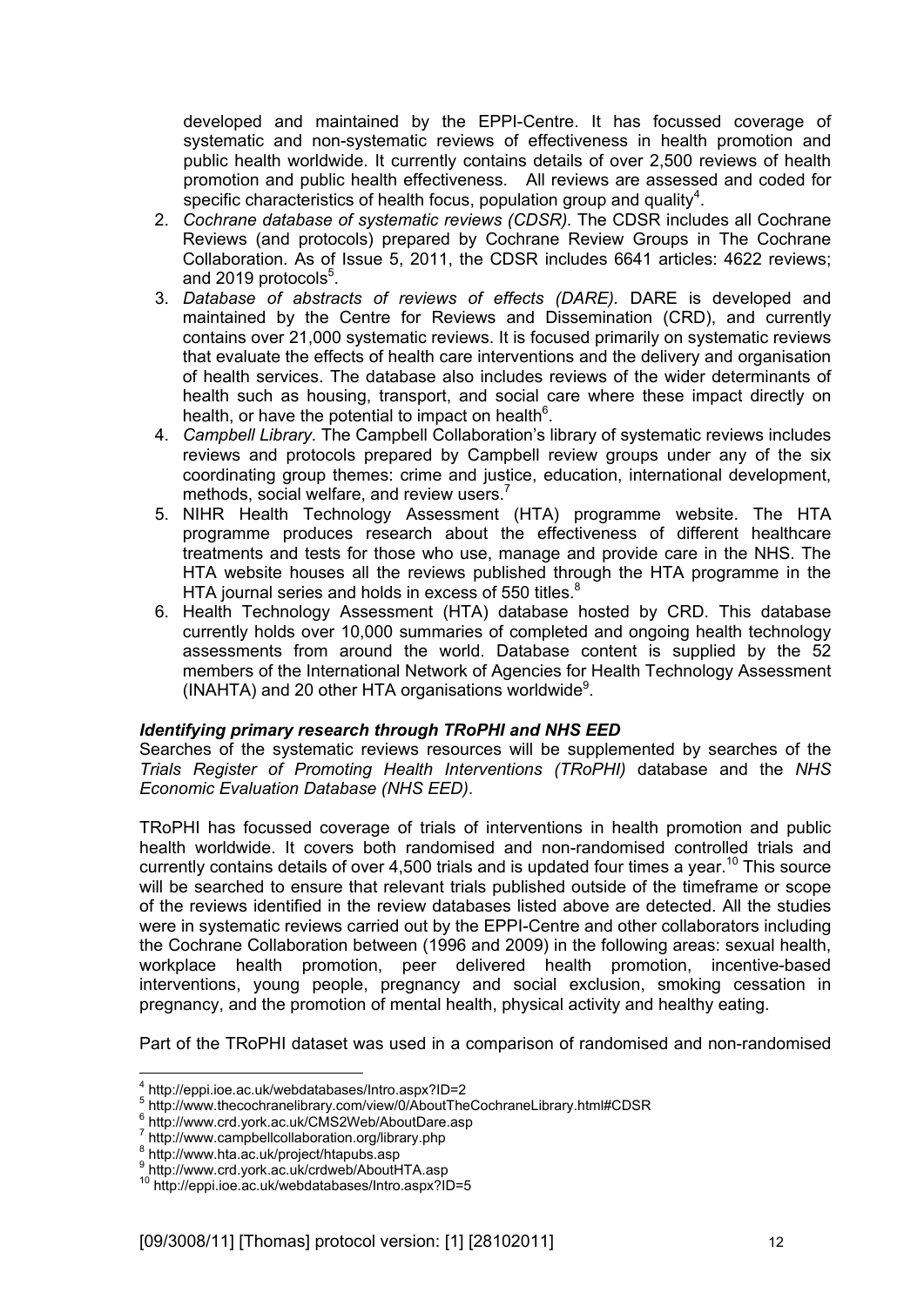developed and maintained by the EPPI-Centre. It has focussed coverage of systematic and non-systematic reviews of effectiveness in health promotion and public health worldwide. It currently contains details of over 2,500 reviews of health promotion and public health effectiveness. All reviews are assessed and coded for specific characteristics of health focus, population group and quality[4].

2. *Cochrane database of systematic reviews (CDSR).* The CDSR includes all Cochrane Reviews (and protocols) prepared by Cochrane Review Groups in The Cochrane Collaboration. As of Issue 5, 2011, the CDSR includes 6641 articles: 4622 reviews; and 2019 protocols[5].
3. *Database of abstracts of reviews of effects (DARE).* DARE is developed and maintained by the Centre for Reviews and Dissemination (CRD), and currently contains over 21,000 systematic reviews. It is focused primarily on systematic reviews that evaluate the effects of health care interventions and the delivery and organisation of health services. The database also includes reviews of the wider determinants of health such as housing, transport, and social care where these impact directly on health, or have the potential to impact on health[6].
4. *Campbell Library.* The Campbell Collaboration's library of systematic reviews includes reviews and protocols prepared by Campbell review groups under any of the six coordinating group themes: crime and justice, education, international development, methods, social welfare, and review users.[7]
5. NIHR Health Technology Assessment (HTA) programme website. The HTA programme produces research about the effectiveness of different healthcare treatments and tests for those who use, manage and provide care in the NHS. The HTA website houses all the reviews published through the HTA programme in the HTA journal series and holds in excess of 550 titles.[8]
6. Health Technology Assessment (HTA) database hosted by CRD. This database currently holds over 10,000 summaries of completed and ongoing health technology assessments from around the world. Database content is supplied by the 52 members of the International Network of Agencies for Health Technology Assessment (INAHTA) and 20 other HTA organisations worldwide[9].

***Identifying primary research through TRoPHI and NHS EED***

Searches of the systematic reviews resources will be supplemented by searches of the *Trials Register of Promoting Health Interventions (TRoPHI)* database and the *NHS Economic Evaluation Database (NHS EED).*

TRoPHI has focussed coverage of trials of interventions in health promotion and public health worldwide. It covers both randomised and non-randomised controlled trials and currently contains details of over 4,500 trials and is updated four times a year.[10] This source will be searched to ensure that relevant trials published outside of the timeframe or scope of the reviews identified in the review databases listed above are detected. All the studies were in systematic reviews carried out by the EPPI-Centre and other collaborators including the Cochrane Collaboration between (1996 and 2009) in the following areas: sexual health, workplace health promotion, peer delivered health promotion, incentive-based interventions, young people, pregnancy and social exclusion, smoking cessation in pregnancy, and the promotion of mental health, physical activity and healthy eating.

Part of the TRoPHI dataset was used in a comparison of randomised and non-randomised

---

[4] http://eppi.ioe.ac.uk/webdatabases/Intro.aspx?ID=2
[5] http://www.thecochranelibrary.com/view/0/AboutTheCochraneLibrary.html#CDSR
[6] http://www.crd.york.ac.uk/CMS2Web/AboutDare.asp
[7] http://www.campbellcollaboration.org/library.php
[8] http://www.hta.ac.uk/project/htapubs.asp
[9] http://www.crd.york.ac.uk/crdweb/AboutHTA.asp
[10] http://eppi.ioe.ac.uk/webdatabases/Intro.aspx?ID=5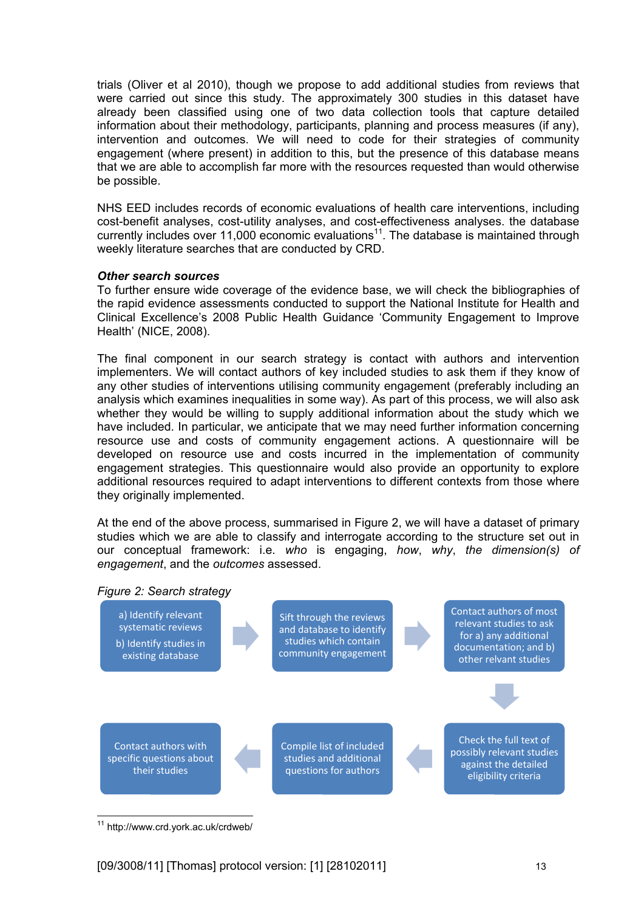trials (Oliver et al 2010), though we propose to add additional studies from reviews that were carried out since this study. The approximately 300 studies in this dataset have already been classified using one of two data collection tools that capture detailed information about their methodology, participants, planning and process measures (if any), intervention and outcomes. We will need to code for their strategies of community engagement (where present) in addition to this, but the presence of this database means that we are able to accomplish far more with the resources requested than would otherwise be possible.

NHS EED includes records of economic evaluations of health care interventions, including cost-benefit analyses, cost-utility analyses, and cost-effectiveness analyses. the database currently includes over 11,000 economic evaluations[11]. The database is maintained through weekly literature searches that are conducted by CRD.

***Other search sources***

To further ensure wide coverage of the evidence base, we will check the bibliographies of the rapid evidence assessments conducted to support the National Institute for Health and Clinical Excellence's 2008 Public Health Guidance 'Community Engagement to Improve Health' (NICE, 2008).

The final component in our search strategy is contact with authors and intervention implementers. We will contact authors of key included studies to ask them if they know of any other studies of interventions utilising community engagement (preferably including an analysis which examines inequalities in some way). As part of this process, we will also ask whether they would be willing to supply additional information about the study which we have included. In particular, we anticipate that we may need further information concerning resource use and costs of community engagement actions. A questionnaire will be developed on resource use and costs incurred in the implementation of community engagement strategies. This questionnaire would also provide an opportunity to explore additional resources required to adapt interventions to different contexts from those where they originally implemented.

At the end of the above process, summarised in Figure 2, we will have a dataset of primary studies which we are able to classify and interrogate according to the structure set out in our conceptual framework: i.e. *who* is engaging, *how*, *why*, *the dimension(s) of engagement*, and the *outcomes* assessed.

*Figure 2: Search strategy*

a) Identify relevant systematic reviews
b) Identify studies in existing database
→ Sift through the reviews and database to identify studies which contain community engagement
→ Contact authors of most relevant studies to ask for a) any additional documentation; and b) other relvant studies
→ Check the full text of possibly relevant studies against the detailed eligibility criteria
→ Compile list of included studies and additional questions for authors
→ Contact authors with specific questions about their studies

[11] http://www.crd.york.ac.uk/crdweb/

[09/3008/11] [Thomas] protocol version: [1] [28102011]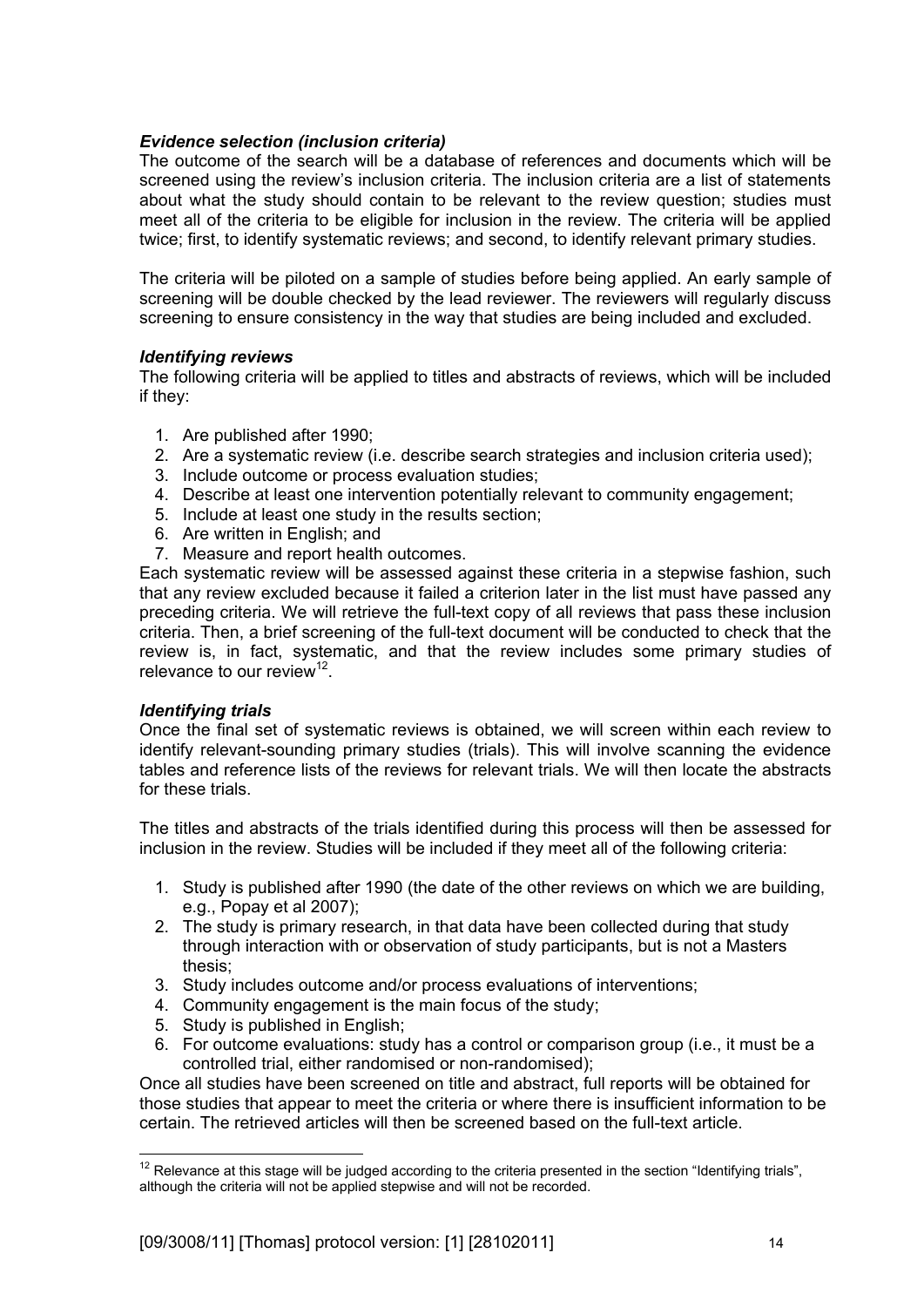### *Evidence selection (inclusion criteria)*

The outcome of the search will be a database of references and documents which will be screened using the review's inclusion criteria. The inclusion criteria are a list of statements about what the study should contain to be relevant to the review question; studies must meet all of the criteria to be eligible for inclusion in the review. The criteria will be applied twice; first, to identify systematic reviews; and second, to identify relevant primary studies.

The criteria will be piloted on a sample of studies before being applied. An early sample of screening will be double checked by the lead reviewer. The reviewers will regularly discuss screening to ensure consistency in the way that studies are being included and excluded.

### *Identifying reviews*

The following criteria will be applied to titles and abstracts of reviews, which will be included if they:

1. Are published after 1990;
2. Are a systematic review (i.e. describe search strategies and inclusion criteria used);
3. Include outcome or process evaluation studies;
4. Describe at least one intervention potentially relevant to community engagement;
5. Include at least one study in the results section;
6. Are written in English; and
7. Measure and report health outcomes.

Each systematic review will be assessed against these criteria in a stepwise fashion, such that any review excluded because it failed a criterion later in the list must have passed any preceding criteria. We will retrieve the full-text copy of all reviews that pass these inclusion criteria. Then, a brief screening of the full-text document will be conducted to check that the review is, in fact, systematic, and that the review includes some primary studies of relevance to our review[12].

### *Identifying trials*

Once the final set of systematic reviews is obtained, we will screen within each review to identify relevant-sounding primary studies (trials). This will involve scanning the evidence tables and reference lists of the reviews for relevant trials. We will then locate the abstracts for these trials.

The titles and abstracts of the trials identified during this process will then be assessed for inclusion in the review. Studies will be included if they meet all of the following criteria:

1. Study is published after 1990 (the date of the other reviews on which we are building, e.g., Popay et al 2007);
2. The study is primary research, in that data have been collected during that study through interaction with or observation of study participants, but is not a Masters thesis;
3. Study includes outcome and/or process evaluations of interventions;
4. Community engagement is the main focus of the study;
5. Study is published in English;
6. For outcome evaluations: study has a control or comparison group (i.e., it must be a controlled trial, either randomised or non-randomised);

Once all studies have been screened on title and abstract, full reports will be obtained for those studies that appear to meet the criteria or where there is insufficient information to be certain. The retrieved articles will then be screened based on the full-text article.

---

[12] Relevance at this stage will be judged according to the criteria presented in the section "Identifying trials", although the criteria will not be applied stepwise and will not be recorded.

[09/3008/11] [Thomas] protocol version: [1] [28102011]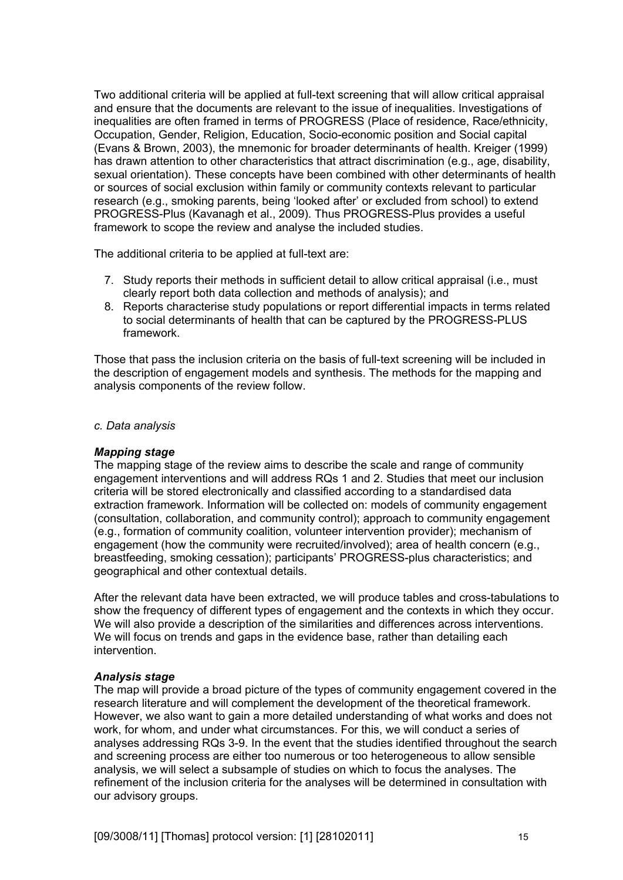Two additional criteria will be applied at full-text screening that will allow critical appraisal and ensure that the documents are relevant to the issue of inequalities. Investigations of inequalities are often framed in terms of PROGRESS (Place of residence, Race/ethnicity, Occupation, Gender, Religion, Education, Socio-economic position and Social capital (Evans & Brown, 2003), the mnemonic for broader determinants of health. Kreiger (1999) has drawn attention to other characteristics that attract discrimination (e.g., age, disability, sexual orientation). These concepts have been combined with other determinants of health or sources of social exclusion within family or community contexts relevant to particular research (e.g., smoking parents, being 'looked after' or excluded from school) to extend PROGRESS-Plus (Kavanagh et al., 2009). Thus PROGRESS-Plus provides a useful framework to scope the review and analyse the included studies.

The additional criteria to be applied at full-text are:

7. Study reports their methods in sufficient detail to allow critical appraisal (i.e., must clearly report both data collection and methods of analysis); and
8. Reports characterise study populations or report differential impacts in terms related to social determinants of health that can be captured by the PROGRESS-PLUS framework.

Those that pass the inclusion criteria on the basis of full-text screening will be included in the description of engagement models and synthesis. The methods for the mapping and analysis components of the review follow.

*c. Data analysis*

***Mapping stage***

The mapping stage of the review aims to describe the scale and range of community engagement interventions and will address RQs 1 and 2. Studies that meet our inclusion criteria will be stored electronically and classified according to a standardised data extraction framework. Information will be collected on: models of community engagement (consultation, collaboration, and community control); approach to community engagement (e.g., formation of community coalition, volunteer intervention provider); mechanism of engagement (how the community were recruited/involved); area of health concern (e.g., breastfeeding, smoking cessation); participants' PROGRESS-plus characteristics; and geographical and other contextual details.

After the relevant data have been extracted, we will produce tables and cross-tabulations to show the frequency of different types of engagement and the contexts in which they occur. We will also provide a description of the similarities and differences across interventions. We will focus on trends and gaps in the evidence base, rather than detailing each intervention.

***Analysis stage***

The map will provide a broad picture of the types of community engagement covered in the research literature and will complement the development of the theoretical framework. However, we also want to gain a more detailed understanding of what works and does not work, for whom, and under what circumstances. For this, we will conduct a series of analyses addressing RQs 3-9. In the event that the studies identified throughout the search and screening process are either too numerous or too heterogeneous to allow sensible analysis, we will select a subsample of studies on which to focus the analyses. The refinement of the inclusion criteria for the analyses will be determined in consultation with our advisory groups.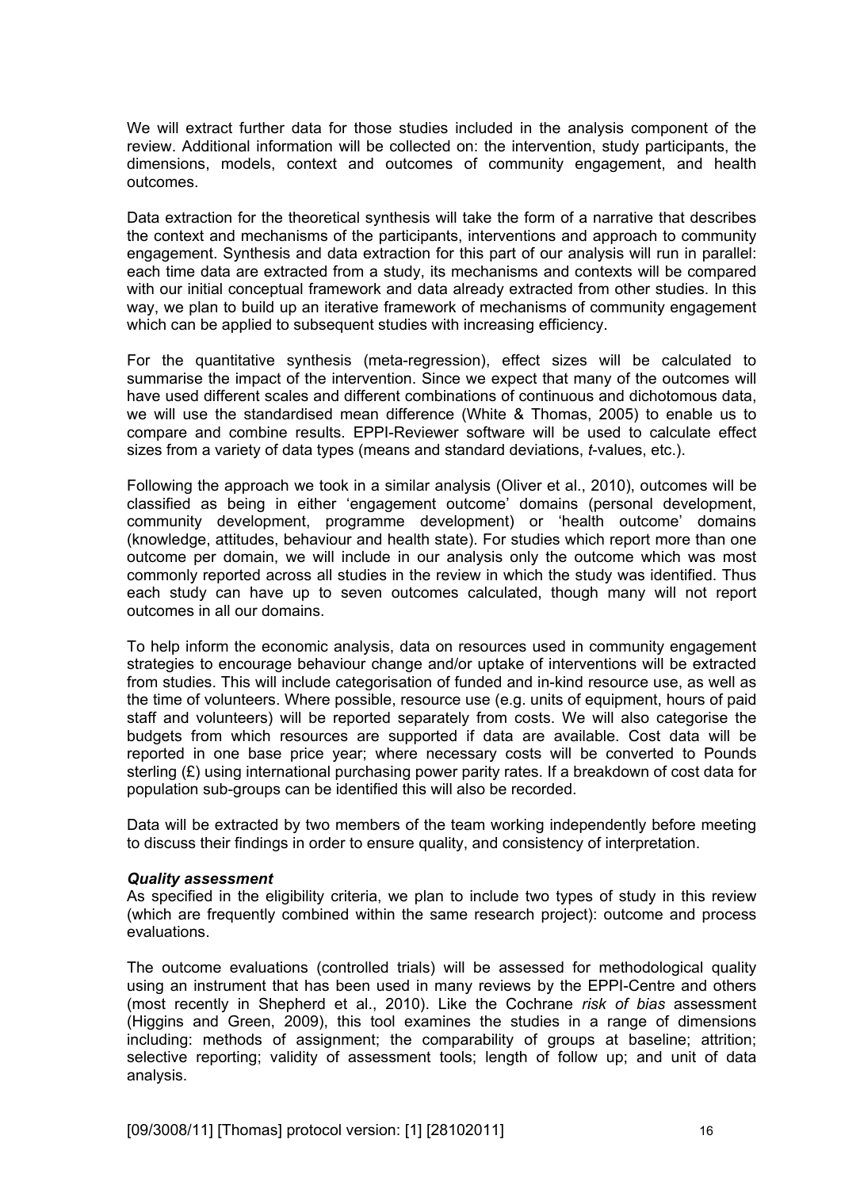We will extract further data for those studies included in the analysis component of the review. Additional information will be collected on: the intervention, study participants, the dimensions, models, context and outcomes of community engagement, and health outcomes.

Data extraction for the theoretical synthesis will take the form of a narrative that describes the context and mechanisms of the participants, interventions and approach to community engagement. Synthesis and data extraction for this part of our analysis will run in parallel: each time data are extracted from a study, its mechanisms and contexts will be compared with our initial conceptual framework and data already extracted from other studies. In this way, we plan to build up an iterative framework of mechanisms of community engagement which can be applied to subsequent studies with increasing efficiency.

For the quantitative synthesis (meta-regression), effect sizes will be calculated to summarise the impact of the intervention. Since we expect that many of the outcomes will have used different scales and different combinations of continuous and dichotomous data, we will use the standardised mean difference (White & Thomas, 2005) to enable us to compare and combine results. EPPI-Reviewer software will be used to calculate effect sizes from a variety of data types (means and standard deviations, *t*-values, etc.).

Following the approach we took in a similar analysis (Oliver et al., 2010), outcomes will be classified as being in either 'engagement outcome' domains (personal development, community development, programme development) or 'health outcome' domains (knowledge, attitudes, behaviour and health state). For studies which report more than one outcome per domain, we will include in our analysis only the outcome which was most commonly reported across all studies in the review in which the study was identified. Thus each study can have up to seven outcomes calculated, though many will not report outcomes in all our domains.

To help inform the economic analysis, data on resources used in community engagement strategies to encourage behaviour change and/or uptake of interventions will be extracted from studies. This will include categorisation of funded and in-kind resource use, as well as the time of volunteers. Where possible, resource use (e.g. units of equipment, hours of paid staff and volunteers) will be reported separately from costs. We will also categorise the budgets from which resources are supported if data are available. Cost data will be reported in one base price year; where necessary costs will be converted to Pounds sterling (£) using international purchasing power parity rates. If a breakdown of cost data for population sub-groups can be identified this will also be recorded.

Data will be extracted by two members of the team working independently before meeting to discuss their findings in order to ensure quality, and consistency of interpretation.

***Quality assessment***

As specified in the eligibility criteria, we plan to include two types of study in this review (which are frequently combined within the same research project): outcome and process evaluations.

The outcome evaluations (controlled trials) will be assessed for methodological quality using an instrument that has been used in many reviews by the EPPI-Centre and others (most recently in Shepherd et al., 2010). Like the Cochrane *risk of bias* assessment (Higgins and Green, 2009), this tool examines the studies in a range of dimensions including: methods of assignment; the comparability of groups at baseline; attrition; selective reporting; validity of assessment tools; length of follow up; and unit of data analysis.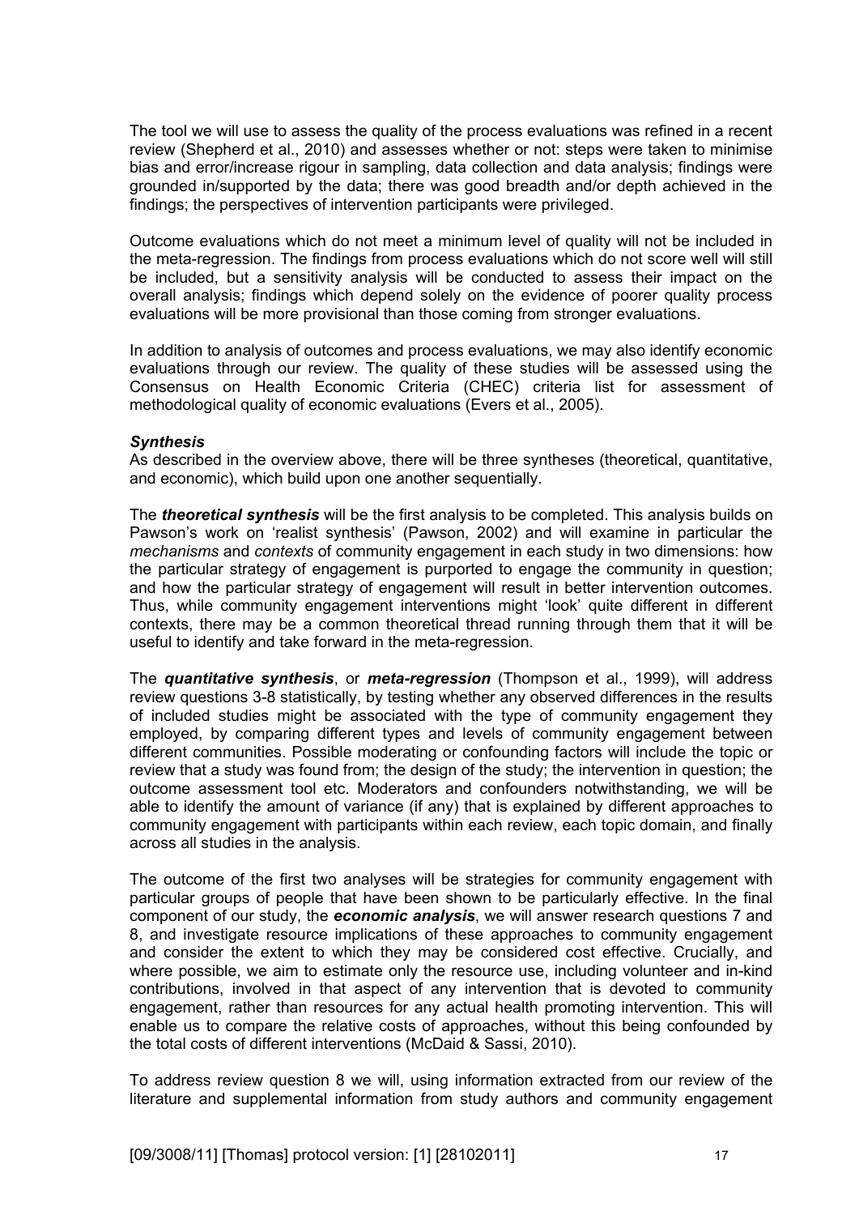The tool we will use to assess the quality of the process evaluations was refined in a recent review (Shepherd et al., 2010) and assesses whether or not: steps were taken to minimise bias and error/increase rigour in sampling, data collection and data analysis; findings were grounded in/supported by the data; there was good breadth and/or depth achieved in the findings; the perspectives of intervention participants were privileged.

Outcome evaluations which do not meet a minimum level of quality will not be included in the meta-regression. The findings from process evaluations which do not score well will still be included, but a sensitivity analysis will be conducted to assess their impact on the overall analysis; findings which depend solely on the evidence of poorer quality process evaluations will be more provisional than those coming from stronger evaluations.

In addition to analysis of outcomes and process evaluations, we may also identify economic evaluations through our review. The quality of these studies will be assessed using the Consensus on Health Economic Criteria (CHEC) criteria list for assessment of methodological quality of economic evaluations (Evers et al., 2005).

***Synthesis***

As described in the overview above, there will be three syntheses (theoretical, quantitative, and economic), which build upon one another sequentially.

The ***theoretical synthesis*** will be the first analysis to be completed. This analysis builds on Pawson's work on 'realist synthesis' (Pawson, 2002) and will examine in particular the *mechanisms* and *contexts* of community engagement in each study in two dimensions: how the particular strategy of engagement is purported to engage the community in question; and how the particular strategy of engagement will result in better intervention outcomes. Thus, while community engagement interventions might 'look' quite different in different contexts, there may be a common theoretical thread running through them that it will be useful to identify and take forward in the meta-regression.

The ***quantitative synthesis***, or ***meta-regression*** (Thompson et al., 1999), will address review questions 3-8 statistically, by testing whether any observed differences in the results of included studies might be associated with the type of community engagement they employed, by comparing different types and levels of community engagement between different communities. Possible moderating or confounding factors will include the topic or review that a study was found from; the design of the study; the intervention in question; the outcome assessment tool etc. Moderators and confounders notwithstanding, we will be able to identify the amount of variance (if any) that is explained by different approaches to community engagement with participants within each review, each topic domain, and finally across all studies in the analysis.

The outcome of the first two analyses will be strategies for community engagement with particular groups of people that have been shown to be particularly effective. In the final component of our study, the ***economic analysis***, we will answer research questions 7 and 8, and investigate resource implications of these approaches to community engagement and consider the extent to which they may be considered cost effective. Crucially, and where possible, we aim to estimate only the resource use, including volunteer and in-kind contributions, involved in that aspect of any intervention that is devoted to community engagement, rather than resources for any actual health promoting intervention. This will enable us to compare the relative costs of approaches, without this being confounded by the total costs of different interventions (McDaid & Sassi, 2010).

To address review question 8 we will, using information extracted from our review of the literature and supplemental information from study authors and community engagement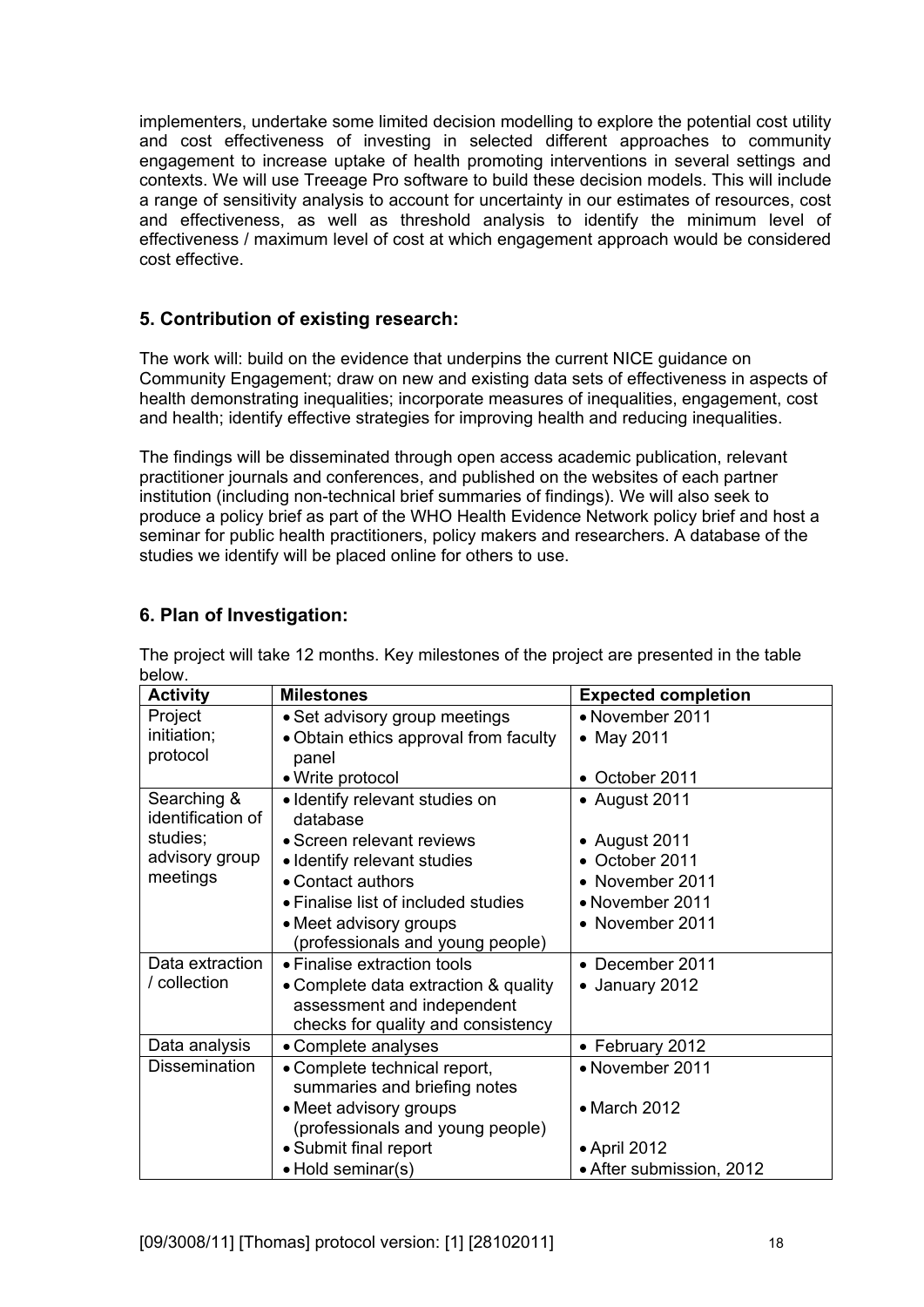implementers, undertake some limited decision modelling to explore the potential cost utility and cost effectiveness of investing in selected different approaches to community engagement to increase uptake of health promoting interventions in several settings and contexts. We will use Treeage Pro software to build these decision models. This will include a range of sensitivity analysis to account for uncertainty in our estimates of resources, cost and effectiveness, as well as threshold analysis to identify the minimum level of effectiveness / maximum level of cost at which engagement approach would be considered cost effective.

## 5. Contribution of existing research:

The work will: build on the evidence that underpins the current NICE guidance on Community Engagement; draw on new and existing data sets of effectiveness in aspects of health demonstrating inequalities; incorporate measures of inequalities, engagement, cost and health; identify effective strategies for improving health and reducing inequalities.

The findings will be disseminated through open access academic publication, relevant practitioner journals and conferences, and published on the websites of each partner institution (including non-technical brief summaries of findings). We will also seek to produce a policy brief as part of the WHO Health Evidence Network policy brief and host a seminar for public health practitioners, policy makers and researchers. A database of the studies we identify will be placed online for others to use.

## 6. Plan of Investigation:

The project will take 12 months. Key milestones of the project are presented in the table below.

| Activity | Milestones | Expected completion |
|---|---|---|
| Project initiation; protocol | • Set advisory group meetings<br>• Obtain ethics approval from faculty panel<br>• Write protocol | • November 2011<br>• May 2011<br>• October 2011 |
| Searching & identification of studies; advisory group meetings | • Identify relevant studies on database<br>• Screen relevant reviews<br>• Identify relevant studies<br>• Contact authors<br>• Finalise list of included studies<br>• Meet advisory groups (professionals and young people) | • August 2011<br>• August 2011<br>• October 2011<br>• November 2011<br>• November 2011<br>• November 2011 |
| Data extraction / collection | • Finalise extraction tools<br>• Complete data extraction & quality assessment and independent checks for quality and consistency | • December 2011<br>• January 2012 |
| Data analysis | • Complete analyses | • February 2012 |
| Dissemination | • Complete technical report, summaries and briefing notes<br>• Meet advisory groups (professionals and young people)<br>• Submit final report<br>• Hold seminar(s) | • November 2011<br>• March 2012<br>• April 2012<br>• After submission, 2012 |

[09/3008/11] [Thomas] protocol version: [1] [28102011]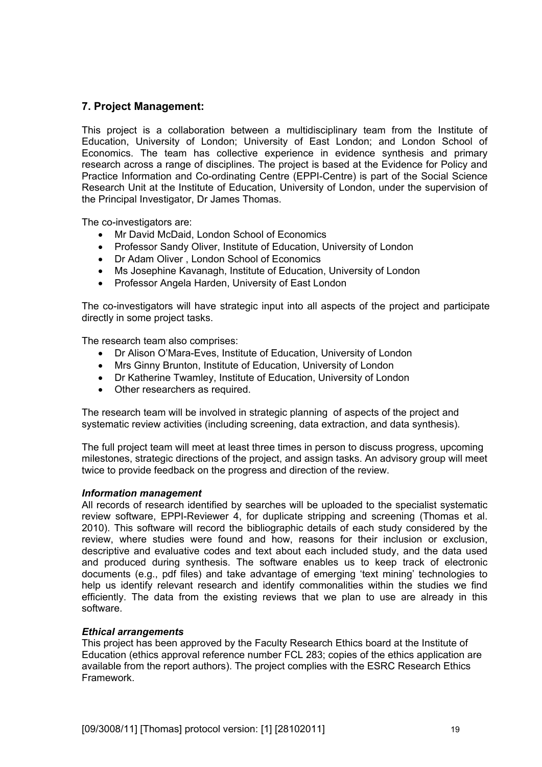## 7. Project Management:

This project is a collaboration between a multidisciplinary team from the Institute of Education, University of London; University of East London; and London School of Economics. The team has collective experience in evidence synthesis and primary research across a range of disciplines. The project is based at the Evidence for Policy and Practice Information and Co-ordinating Centre (EPPI-Centre) is part of the Social Science Research Unit at the Institute of Education, University of London, under the supervision of the Principal Investigator, Dr James Thomas.

The co-investigators are:

- Mr David McDaid, London School of Economics
- Professor Sandy Oliver, Institute of Education, University of London
- Dr Adam Oliver , London School of Economics
- Ms Josephine Kavanagh, Institute of Education, University of London
- Professor Angela Harden, University of East London

The co-investigators will have strategic input into all aspects of the project and participate directly in some project tasks.

The research team also comprises:

- Dr Alison O'Mara-Eves, Institute of Education, University of London
- Mrs Ginny Brunton, Institute of Education, University of London
- Dr Katherine Twamley, Institute of Education, University of London
- Other researchers as required.

The research team will be involved in strategic planning of aspects of the project and systematic review activities (including screening, data extraction, and data synthesis).

The full project team will meet at least three times in person to discuss progress, upcoming milestones, strategic directions of the project, and assign tasks. An advisory group will meet twice to provide feedback on the progress and direction of the review.

### *Information management*

All records of research identified by searches will be uploaded to the specialist systematic review software, EPPI-Reviewer 4, for duplicate stripping and screening (Thomas et al. 2010). This software will record the bibliographic details of each study considered by the review, where studies were found and how, reasons for their inclusion or exclusion, descriptive and evaluative codes and text about each included study, and the data used and produced during synthesis. The software enables us to keep track of electronic documents (e.g., pdf files) and take advantage of emerging 'text mining' technologies to help us identify relevant research and identify commonalities within the studies we find efficiently. The data from the existing reviews that we plan to use are already in this software.

### *Ethical arrangements*

This project has been approved by the Faculty Research Ethics board at the Institute of Education (ethics approval reference number FCL 283; copies of the ethics application are available from the report authors). The project complies with the ESRC Research Ethics Framework.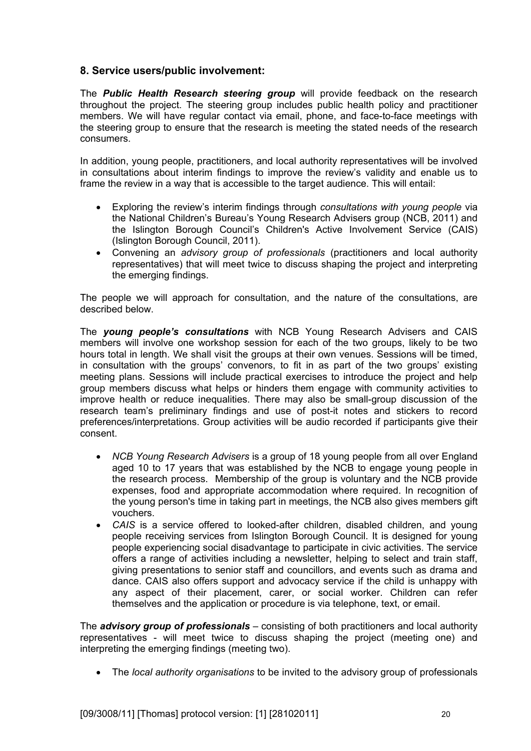## 8. Service users/public involvement:

The ***Public Health Research steering group*** will provide feedback on the research throughout the project. The steering group includes public health policy and practitioner members. We will have regular contact via email, phone, and face-to-face meetings with the steering group to ensure that the research is meeting the stated needs of the research consumers.

In addition, young people, practitioners, and local authority representatives will be involved in consultations about interim findings to improve the review's validity and enable us to frame the review in a way that is accessible to the target audience. This will entail:

- Exploring the review's interim findings through *consultations with young people* via the National Children's Bureau's Young Research Advisers group (NCB, 2011) and the Islington Borough Council's Children's Active Involvement Service (CAIS) (Islington Borough Council, 2011).
- Convening an *advisory group of professionals* (practitioners and local authority representatives) that will meet twice to discuss shaping the project and interpreting the emerging findings.

The people we will approach for consultation, and the nature of the consultations, are described below.

The ***young people's consultations*** with NCB Young Research Advisers and CAIS members will involve one workshop session for each of the two groups, likely to be two hours total in length. We shall visit the groups at their own venues. Sessions will be timed, in consultation with the groups' convenors, to fit in as part of the two groups' existing meeting plans. Sessions will include practical exercises to introduce the project and help group members discuss what helps or hinders them engage with community activities to improve health or reduce inequalities. There may also be small-group discussion of the research team's preliminary findings and use of post-it notes and stickers to record preferences/interpretations. Group activities will be audio recorded if participants give their consent.

- *NCB Young Research Advisers* is a group of 18 young people from all over England aged 10 to 17 years that was established by the NCB to engage young people in the research process. Membership of the group is voluntary and the NCB provide expenses, food and appropriate accommodation where required. In recognition of the young person's time in taking part in meetings, the NCB also gives members gift vouchers.
- *CAIS* is a service offered to looked-after children, disabled children, and young people receiving services from Islington Borough Council. It is designed for young people experiencing social disadvantage to participate in civic activities. The service offers a range of activities including a newsletter, helping to select and train staff, giving presentations to senior staff and councillors, and events such as drama and dance. CAIS also offers support and advocacy service if the child is unhappy with any aspect of their placement, carer, or social worker. Children can refer themselves and the application or procedure is via telephone, text, or email.

The ***advisory group of professionals*** – consisting of both practitioners and local authority representatives - will meet twice to discuss shaping the project (meeting one) and interpreting the emerging findings (meeting two).

- The *local authority organisations* to be invited to the advisory group of professionals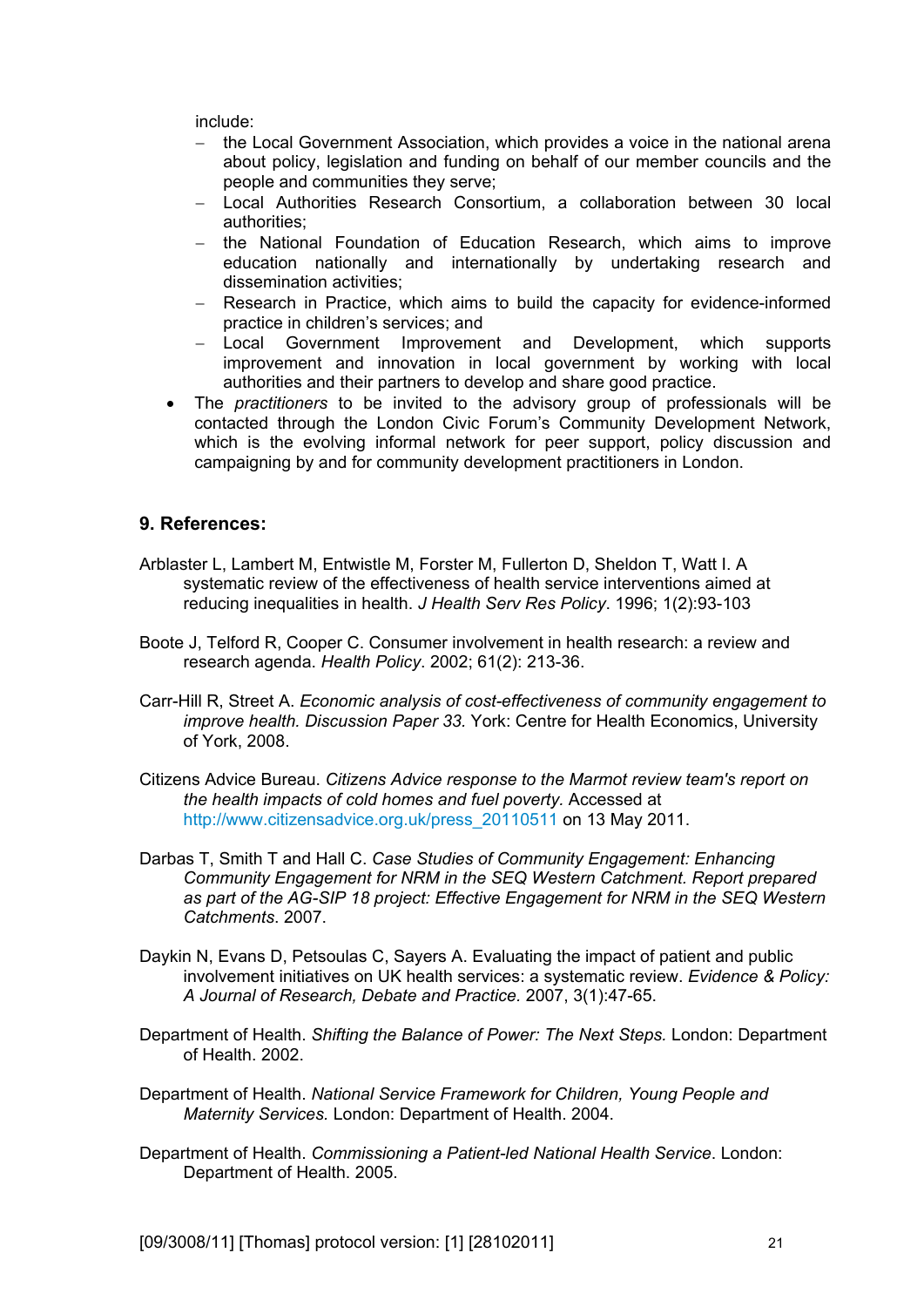include:

  - the Local Government Association, which provides a voice in the national arena about policy, legislation and funding on behalf of our member councils and the people and communities they serve;
  - Local Authorities Research Consortium, a collaboration between 30 local authorities;
  - the National Foundation of Education Research, which aims to improve education nationally and internationally by undertaking research and dissemination activities;
  - Research in Practice, which aims to build the capacity for evidence-informed practice in children's services; and
  - Local Government Improvement and Development, which supports improvement and innovation in local government by working with local authorities and their partners to develop and share good practice.
- The *practitioners* to be invited to the advisory group of professionals will be contacted through the London Civic Forum's Community Development Network, which is the evolving informal network for peer support, policy discussion and campaigning by and for community development practitioners in London.

## 9. References:

Arblaster L, Lambert M, Entwistle M, Forster M, Fullerton D, Sheldon T, Watt I. A systematic review of the effectiveness of health service interventions aimed at reducing inequalities in health. *J Health Serv Res Policy*. 1996; 1(2):93-103

Boote J, Telford R, Cooper C. Consumer involvement in health research: a review and research agenda. *Health Policy*. 2002; 61(2): 213-36.

Carr-Hill R, Street A. *Economic analysis of cost-effectiveness of community engagement to improve health. Discussion Paper 33.* York: Centre for Health Economics, University of York, 2008.

Citizens Advice Bureau. *Citizens Advice response to the Marmot review team's report on the health impacts of cold homes and fuel poverty.* Accessed at http://www.citizensadvice.org.uk/press_20110511 on 13 May 2011.

Darbas T, Smith T and Hall C. *Case Studies of Community Engagement: Enhancing Community Engagement for NRM in the SEQ Western Catchment. Report prepared as part of the AG-SIP 18 project: Effective Engagement for NRM in the SEQ Western Catchments*. 2007.

Daykin N, Evans D, Petsoulas C, Sayers A. Evaluating the impact of patient and public involvement initiatives on UK health services: a systematic review. *Evidence & Policy: A Journal of Research, Debate and Practice.* 2007, 3(1):47-65.

Department of Health. *Shifting the Balance of Power: The Next Steps.* London: Department of Health. 2002.

Department of Health. *National Service Framework for Children, Young People and Maternity Services.* London: Department of Health. 2004.

Department of Health. *Commissioning a Patient-led National Health Service*. London: Department of Health. 2005.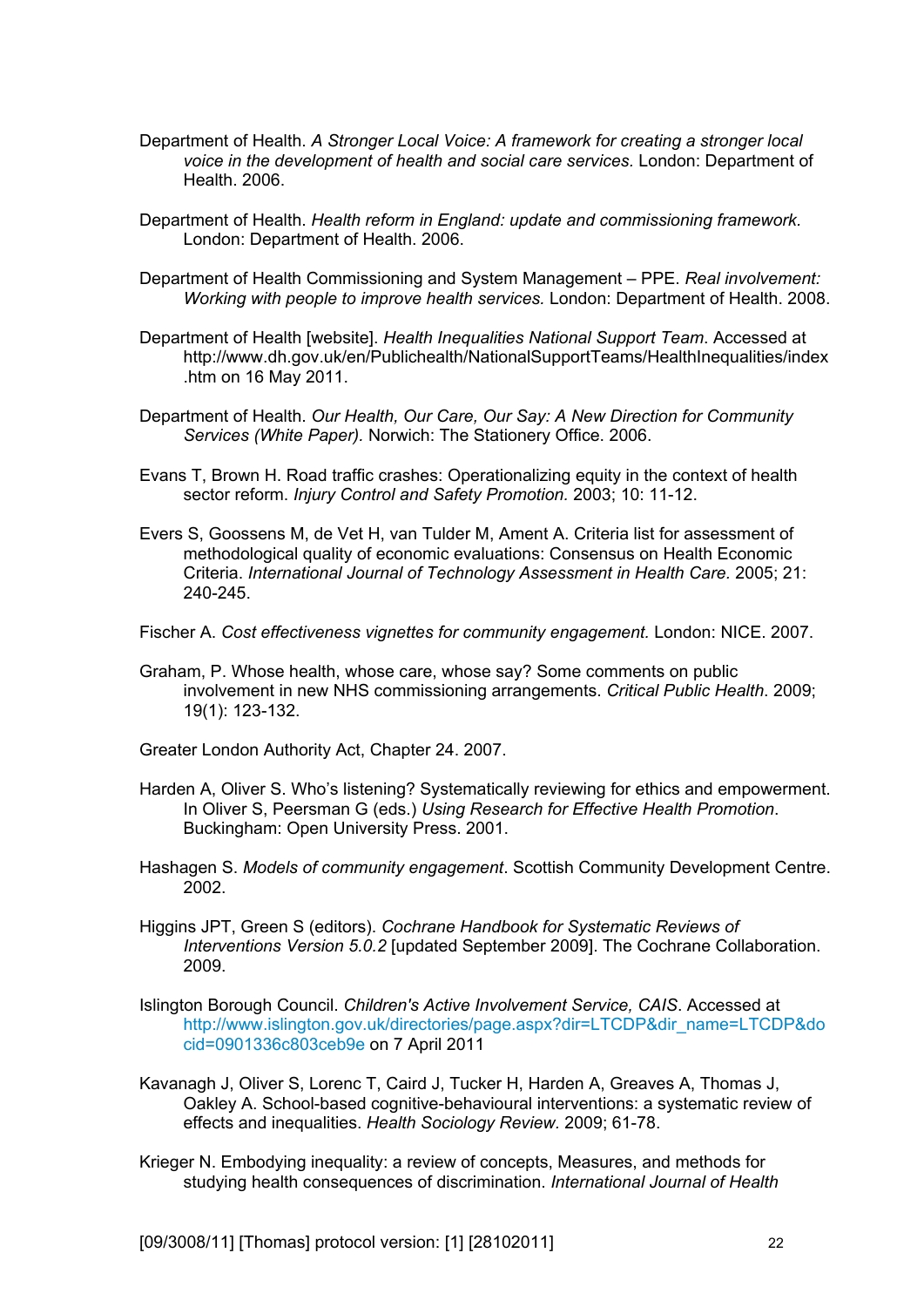Department of Health. *A Stronger Local Voice: A framework for creating a stronger local voice in the development of health and social care services.* London: Department of Health. 2006.

Department of Health. *Health reform in England: update and commissioning framework.* London: Department of Health. 2006.

Department of Health Commissioning and System Management – PPE. *Real involvement: Working with people to improve health services.* London: Department of Health. 2008.

Department of Health [website]. *Health Inequalities National Support Team*. Accessed at http://www.dh.gov.uk/en/Publichealth/NationalSupportTeams/HealthInequalities/index.htm on 16 May 2011.

Department of Health. *Our Health, Our Care, Our Say: A New Direction for Community Services (White Paper).* Norwich: The Stationery Office. 2006.

Evans T, Brown H. Road traffic crashes: Operationalizing equity in the context of health sector reform. *Injury Control and Safety Promotion.* 2003; 10: 11-12.

Evers S, Goossens M, de Vet H, van Tulder M, Ament A. Criteria list for assessment of methodological quality of economic evaluations: Consensus on Health Economic Criteria. *International Journal of Technology Assessment in Health Care.* 2005; 21: 240-245.

Fischer A. *Cost effectiveness vignettes for community engagement.* London: NICE. 2007.

Graham, P. Whose health, whose care, whose say? Some comments on public involvement in new NHS commissioning arrangements. *Critical Public Health*. 2009; 19(1): 123-132.

Greater London Authority Act, Chapter 24. 2007.

Harden A, Oliver S. Who's listening? Systematically reviewing for ethics and empowerment. In Oliver S, Peersman G (eds.) *Using Research for Effective Health Promotion*. Buckingham: Open University Press. 2001.

Hashagen S. *Models of community engagement*. Scottish Community Development Centre. 2002.

Higgins JPT, Green S (editors). *Cochrane Handbook for Systematic Reviews of Interventions Version 5.0.2* [updated September 2009]. The Cochrane Collaboration. 2009.

Islington Borough Council. *Children's Active Involvement Service, CAIS*. Accessed at http://www.islington.gov.uk/directories/page.aspx?dir=LTCDP&dir_name=LTCDP&docid=0901336c803ceb9e on 7 April 2011

Kavanagh J, Oliver S, Lorenc T, Caird J, Tucker H, Harden A, Greaves A, Thomas J, Oakley A. School-based cognitive-behavioural interventions: a systematic review of effects and inequalities. *Health Sociology Review.* 2009; 61-78.

Krieger N. Embodying inequality: a review of concepts, Measures, and methods for studying health consequences of discrimination. *International Journal of Health*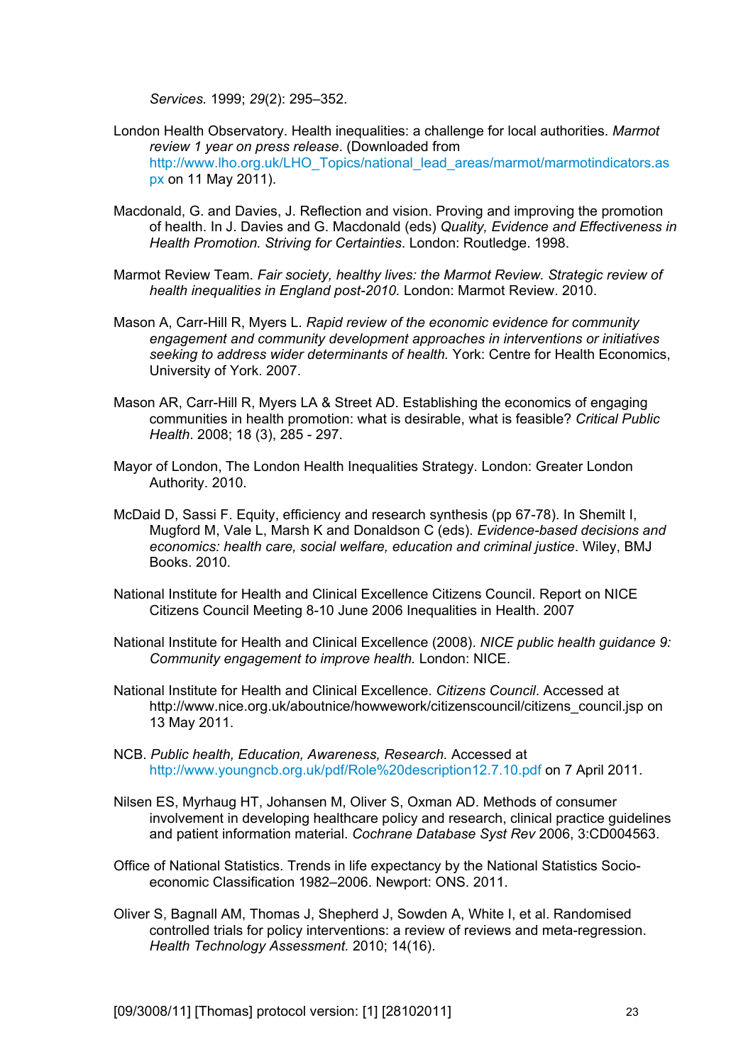*Services.* 1999; *29*(2): 295–352.

London Health Observatory. Health inequalities: a challenge for local authorities. *Marmot review 1 year on press release*. (Downloaded from http://www.lho.org.uk/LHO_Topics/national_lead_areas/marmot/marmotindicators.aspx on 11 May 2011).

Macdonald, G. and Davies, J. Reflection and vision. Proving and improving the promotion of health. In J. Davies and G. Macdonald (eds) *Quality, Evidence and Effectiveness in Health Promotion. Striving for Certainties*. London: Routledge. 1998.

Marmot Review Team. *Fair society, healthy lives: the Marmot Review. Strategic review of health inequalities in England post-2010.* London: Marmot Review. 2010.

Mason A, Carr-Hill R, Myers L. *Rapid review of the economic evidence for community engagement and community development approaches in interventions or initiatives seeking to address wider determinants of health.* York: Centre for Health Economics, University of York. 2007.

Mason AR, Carr-Hill R, Myers LA & Street AD. Establishing the economics of engaging communities in health promotion: what is desirable, what is feasible? *Critical Public Health*. 2008; 18 (3), 285 - 297.

Mayor of London, The London Health Inequalities Strategy. London: Greater London Authority. 2010.

McDaid D, Sassi F. Equity, efficiency and research synthesis (pp 67-78). In Shemilt I, Mugford M, Vale L, Marsh K and Donaldson C (eds). *Evidence-based decisions and economics: health care, social welfare, education and criminal justice*. Wiley, BMJ Books. 2010.

National Institute for Health and Clinical Excellence Citizens Council. Report on NICE Citizens Council Meeting 8-10 June 2006 Inequalities in Health. 2007

National Institute for Health and Clinical Excellence (2008). *NICE public health guidance 9: Community engagement to improve health.* London: NICE.

National Institute for Health and Clinical Excellence. *Citizens Council*. Accessed at http://www.nice.org.uk/aboutnice/howwework/citizenscouncil/citizens_council.jsp on 13 May 2011.

NCB. *Public health, Education, Awareness, Research.* Accessed at http://www.youngncb.org.uk/pdf/Role%20description12.7.10.pdf on 7 April 2011.

Nilsen ES, Myrhaug HT, Johansen M, Oliver S, Oxman AD. Methods of consumer involvement in developing healthcare policy and research, clinical practice guidelines and patient information material. *Cochrane Database Syst Rev* 2006, 3:CD004563.

Office of National Statistics. Trends in life expectancy by the National Statistics Socio-economic Classification 1982–2006. Newport: ONS. 2011.

Oliver S, Bagnall AM, Thomas J, Shepherd J, Sowden A, White I, et al. Randomised controlled trials for policy interventions: a review of reviews and meta-regression. *Health Technology Assessment.* 2010; 14(16).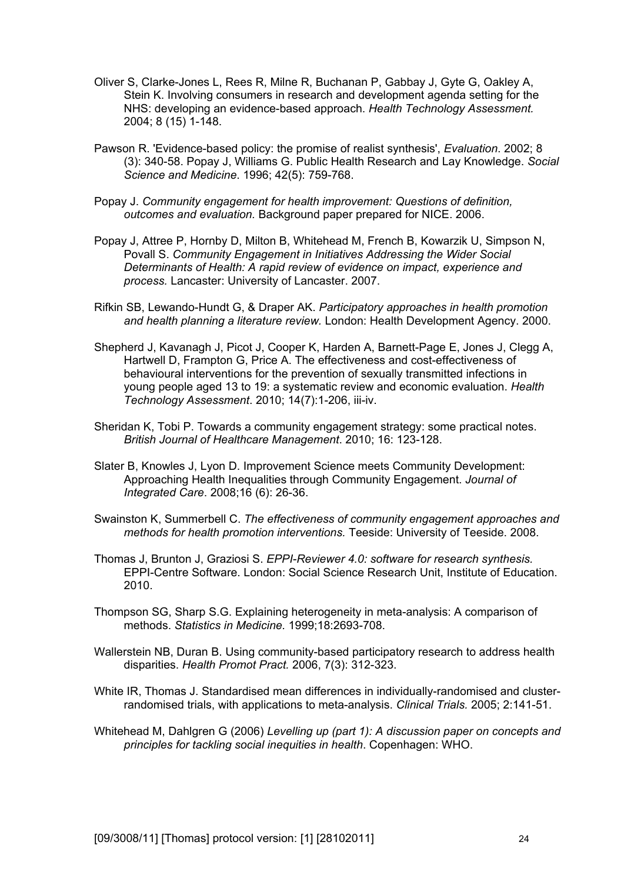Oliver S, Clarke-Jones L, Rees R, Milne R, Buchanan P, Gabbay J, Gyte G, Oakley A, Stein K. Involving consumers in research and development agenda setting for the NHS: developing an evidence-based approach. *Health Technology Assessment.* 2004; 8 (15) 1-148.

Pawson R. 'Evidence-based policy: the promise of realist synthesis', *Evaluation*. 2002; 8 (3): 340-58. Popay J, Williams G. Public Health Research and Lay Knowledge. *Social Science and Medicine*. 1996; 42(5): 759-768.

Popay J. *Community engagement for health improvement: Questions of definition, outcomes and evaluation.* Background paper prepared for NICE. 2006.

Popay J, Attree P, Hornby D, Milton B, Whitehead M, French B, Kowarzik U, Simpson N, Povall S. *Community Engagement in Initiatives Addressing the Wider Social Determinants of Health: A rapid review of evidence on impact, experience and process.* Lancaster: University of Lancaster. 2007.

Rifkin SB, Lewando-Hundt G, & Draper AK. *Participatory approaches in health promotion and health planning a literature review.* London: Health Development Agency. 2000.

Shepherd J, Kavanagh J, Picot J, Cooper K, Harden A, Barnett-Page E, Jones J, Clegg A, Hartwell D, Frampton G, Price A. The effectiveness and cost-effectiveness of behavioural interventions for the prevention of sexually transmitted infections in young people aged 13 to 19: a systematic review and economic evaluation. *Health Technology Assessment*. 2010; 14(7):1-206, iii-iv.

Sheridan K, Tobi P. Towards a community engagement strategy: some practical notes. *British Journal of Healthcare Management*. 2010; 16: 123-128.

Slater B, Knowles J, Lyon D. Improvement Science meets Community Development: Approaching Health Inequalities through Community Engagement. *Journal of Integrated Care.* 2008;16 (6): 26-36.

Swainston K, Summerbell C. *The effectiveness of community engagement approaches and methods for health promotion interventions.* Teeside: University of Teeside. 2008.

Thomas J, Brunton J, Graziosi S. *EPPI-Reviewer 4.0: software for research synthesis.* EPPI-Centre Software. London: Social Science Research Unit, Institute of Education. 2010.

Thompson SG, Sharp S.G. Explaining heterogeneity in meta-analysis: A comparison of methods. *Statistics in Medicine.* 1999;18:2693-708.

Wallerstein NB, Duran B. Using community-based participatory research to address health disparities. *Health Promot Pract.* 2006, 7(3): 312-323.

White IR, Thomas J. Standardised mean differences in individually-randomised and cluster-randomised trials, with applications to meta-analysis. *Clinical Trials.* 2005; 2:141-51.

Whitehead M, Dahlgren G (2006) *Levelling up (part 1): A discussion paper on concepts and principles for tackling social inequities in health*. Copenhagen: WHO.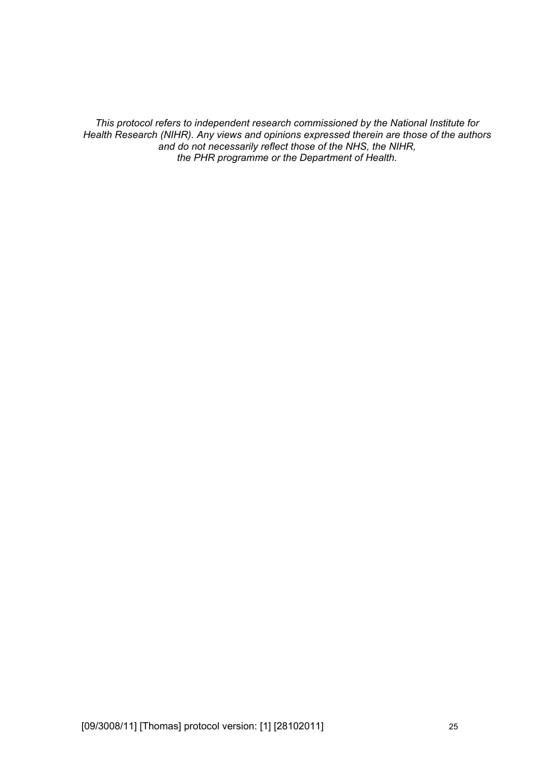*This protocol refers to independent research commissioned by the National Institute for Health Research (NIHR). Any views and opinions expressed therein are those of the authors and do not necessarily reflect those of the NHS, the NIHR, the PHR programme or the Department of Health.*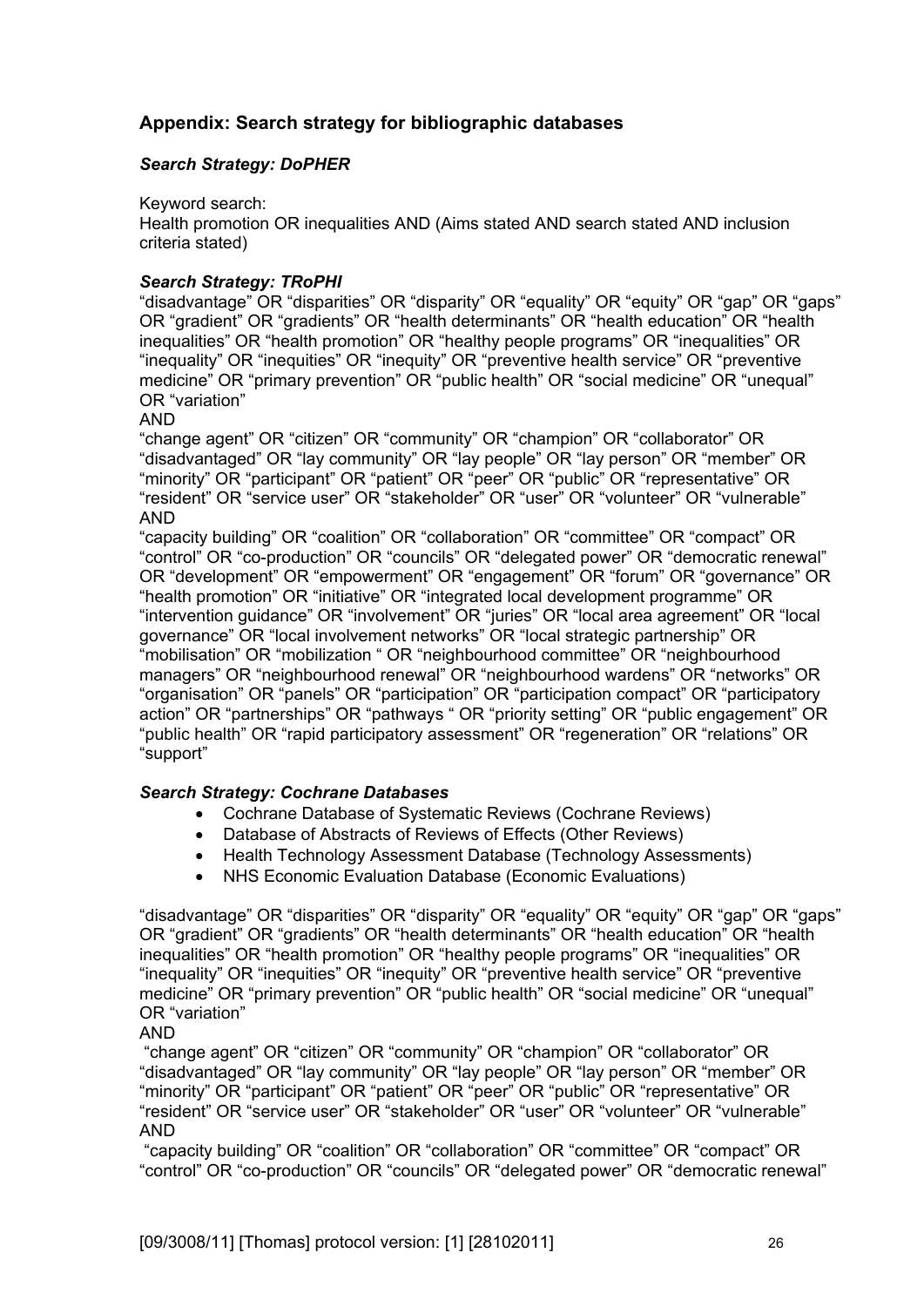## Appendix: Search strategy for bibliographic databases

### *Search Strategy: DoPHER*

Keyword search:
Health promotion OR inequalities AND (Aims stated AND search stated AND inclusion criteria stated)

### *Search Strategy: TRoPHI*

"disadvantage" OR "disparities" OR "disparity" OR "equality" OR "equity" OR "gap" OR "gaps" OR "gradient" OR "gradients" OR "health determinants" OR "health education" OR "health inequalities" OR "health promotion" OR "healthy people programs" OR "inequalities" OR "inequality" OR "inequities" OR "inequity" OR "preventive health service" OR "preventive medicine" OR "primary prevention" OR "public health" OR "social medicine" OR "unequal" OR "variation"
AND
"change agent" OR "citizen" OR "community" OR "champion" OR "collaborator" OR "disadvantaged" OR "lay community" OR "lay people" OR "lay person" OR "member" OR "minority" OR "participant" OR "patient" OR "peer" OR "public" OR "representative" OR "resident" OR "service user" OR "stakeholder" OR "user" OR "volunteer" OR "vulnerable"
AND
"capacity building" OR "coalition" OR "collaboration" OR "committee" OR "compact" OR "control" OR "co-production" OR "councils" OR "delegated power" OR "democratic renewal" OR "development" OR "empowerment" OR "engagement" OR "forum" OR "governance" OR "health promotion" OR "initiative" OR "integrated local development programme" OR "intervention guidance" OR "involvement" OR "juries" OR "local area agreement" OR "local governance" OR "local involvement networks" OR "local strategic partnership" OR "mobilisation" OR "mobilization " OR "neighbourhood committee" OR "neighbourhood managers" OR "neighbourhood renewal" OR "neighbourhood wardens" OR "networks" OR "organisation" OR "panels" OR "participation" OR "participation compact" OR "participatory action" OR "partnerships" OR "pathways " OR "priority setting" OR "public engagement" OR "public health" OR "rapid participatory assessment" OR "regeneration" OR "relations" OR "support"

### *Search Strategy: Cochrane Databases*

- Cochrane Database of Systematic Reviews (Cochrane Reviews)
- Database of Abstracts of Reviews of Effects (Other Reviews)
- Health Technology Assessment Database (Technology Assessments)
- NHS Economic Evaluation Database (Economic Evaluations)

"disadvantage" OR "disparities" OR "disparity" OR "equality" OR "equity" OR "gap" OR "gaps" OR "gradient" OR "gradients" OR "health determinants" OR "health education" OR "health inequalities" OR "health promotion" OR "healthy people programs" OR "inequalities" OR "inequality" OR "inequities" OR "inequity" OR "preventive health service" OR "preventive medicine" OR "primary prevention" OR "public health" OR "social medicine" OR "unequal" OR "variation"
AND
"change agent" OR "citizen" OR "community" OR "champion" OR "collaborator" OR "disadvantaged" OR "lay community" OR "lay people" OR "lay person" OR "member" OR "minority" OR "participant" OR "patient" OR "peer" OR "public" OR "representative" OR "resident" OR "service user" OR "stakeholder" OR "user" OR "volunteer" OR "vulnerable"
AND
"capacity building" OR "coalition" OR "collaboration" OR "committee" OR "compact" OR "control" OR "co-production" OR "councils" OR "delegated power" OR "democratic renewal"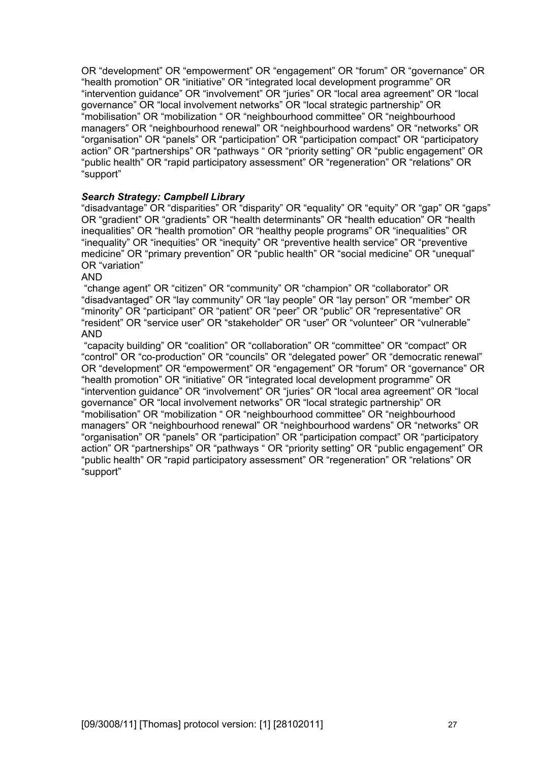OR “development” OR “empowerment” OR “engagement” OR “forum” OR “governance” OR “health promotion” OR “initiative” OR “integrated local development programme” OR “intervention guidance” OR “involvement” OR “juries” OR “local area agreement” OR “local governance” OR “local involvement networks” OR “local strategic partnership” OR “mobilisation” OR “mobilization “ OR “neighbourhood committee” OR “neighbourhood managers” OR “neighbourhood renewal” OR “neighbourhood wardens” OR “networks” OR “organisation” OR “panels” OR “participation” OR “participation compact” OR “participatory action” OR “partnerships” OR “pathways “ OR “priority setting” OR “public engagement” OR “public health” OR “rapid participatory assessment” OR “regeneration” OR “relations” OR “support”

***Search Strategy: Campbell Library***

“disadvantage” OR “disparities” OR “disparity” OR “equality” OR “equity” OR “gap” OR “gaps” OR “gradient” OR “gradients” OR “health determinants” OR “health education” OR “health inequalities” OR “health promotion” OR “healthy people programs” OR “inequalities” OR “inequality” OR “inequities” OR “inequity” OR “preventive health service” OR “preventive medicine” OR “primary prevention” OR “public health” OR “social medicine” OR “unequal” OR “variation”

AND

“change agent” OR “citizen” OR “community” OR “champion” OR “collaborator” OR “disadvantaged” OR “lay community” OR “lay people” OR “lay person” OR “member” OR “minority” OR “participant” OR “patient” OR “peer” OR “public” OR “representative” OR “resident” OR “service user” OR “stakeholder” OR “user” OR “volunteer” OR “vulnerable”

AND

“capacity building” OR “coalition” OR “collaboration” OR “committee” OR “compact” OR “control” OR “co-production” OR “councils” OR “delegated power” OR “democratic renewal” OR “development” OR “empowerment” OR “engagement” OR “forum” OR “governance” OR “health promotion” OR “initiative” OR “integrated local development programme” OR “intervention guidance” OR “involvement” OR “juries” OR “local area agreement” OR “local governance” OR “local involvement networks” OR “local strategic partnership” OR “mobilisation” OR “mobilization “ OR “neighbourhood committee” OR “neighbourhood managers” OR “neighbourhood renewal” OR “neighbourhood wardens” OR “networks” OR “organisation” OR “panels” OR “participation” OR “participation compact” OR “participatory action” OR “partnerships” OR “pathways “ OR “priority setting” OR “public engagement” OR “public health” OR “rapid participatory assessment” OR “regeneration” OR “relations” OR “support”